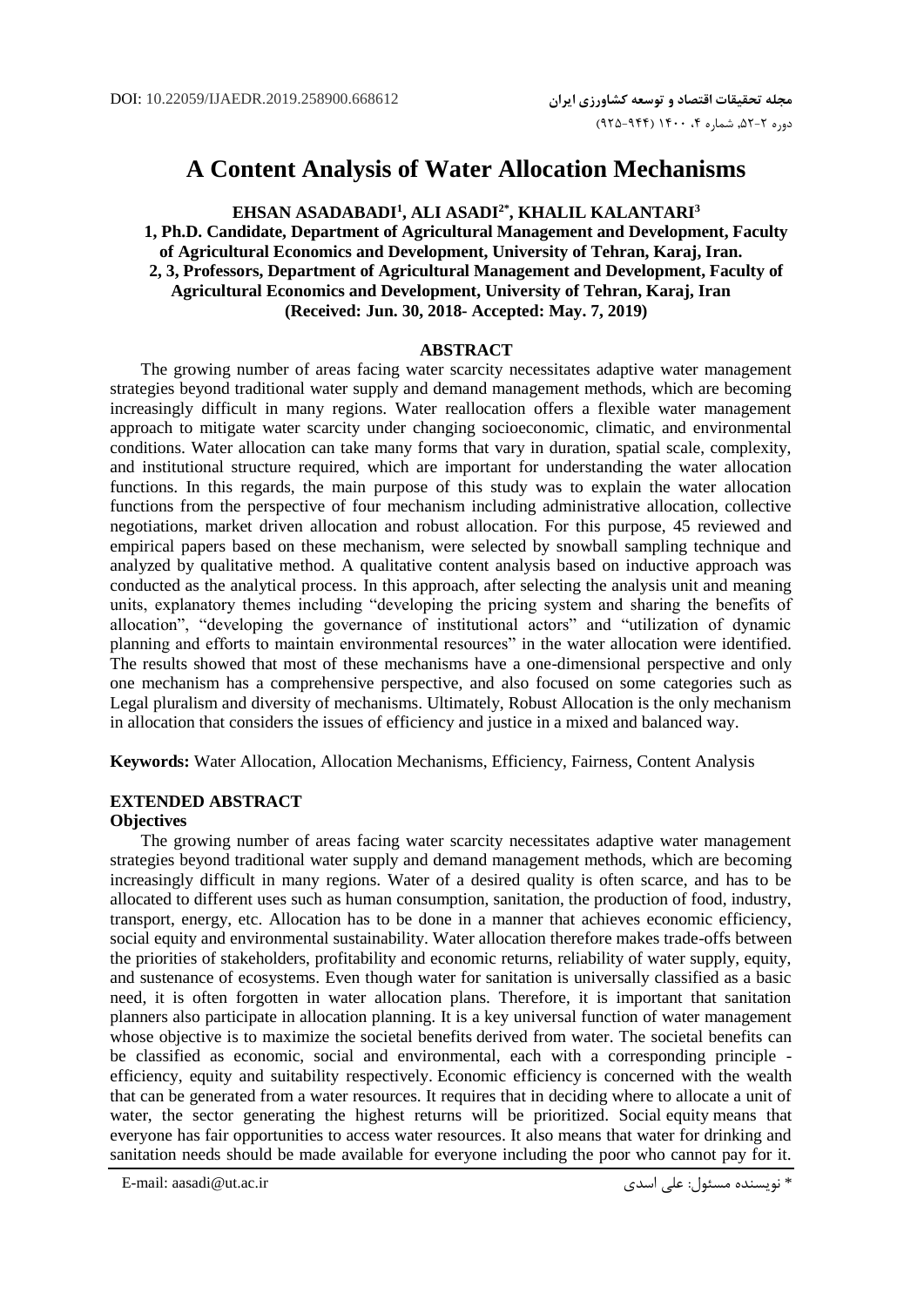# A Content Analysis of Water Allocation Mechanisms

**EHSAN ASADABADI[1], ALI ASADI[2*], KHALIL KALANTARI[3]**

**1, Ph.D. Candidate, Department of Agricultural Management and Development, Faculty of Agricultural Economics and Development, University of Tehran, Karaj, Iran.**
**2, 3, Professors, Department of Agricultural Management and Development, Faculty of Agricultural Economics and Development, University of Tehran, Karaj, Iran**
**(Received: Jun. 30, 2018- Accepted: May. 7, 2019)**

## ABSTRACT

The growing number of areas facing water scarcity necessitates adaptive water management strategies beyond traditional water supply and demand management methods, which are becoming increasingly difficult in many regions. Water reallocation offers a flexible water management approach to mitigate water scarcity under changing socioeconomic, climatic, and environmental conditions. Water allocation can take many forms that vary in duration, spatial scale, complexity, and institutional structure required, which are important for understanding the water allocation functions. In this regards, the main purpose of this study was to explain the water allocation functions from the perspective of four mechanism including administrative allocation, collective negotiations, market driven allocation and robust allocation. For this purpose, 45 reviewed and empirical papers based on these mechanism, were selected by snowball sampling technique and analyzed by qualitative method. A qualitative content analysis based on inductive approach was conducted as the analytical process. In this approach, after selecting the analysis unit and meaning units, explanatory themes including "developing the pricing system and sharing the benefits of allocation", "developing the governance of institutional actors" and "utilization of dynamic planning and efforts to maintain environmental resources" in the water allocation were identified. The results showed that most of these mechanisms have a one-dimensional perspective and only one mechanism has a comprehensive perspective, and also focused on some categories such as Legal pluralism and diversity of mechanisms. Ultimately, Robust Allocation is the only mechanism in allocation that considers the issues of efficiency and justice in a mixed and balanced way.

**Keywords:** Water Allocation, Allocation Mechanisms, Efficiency, Fairness, Content Analysis

## EXTENDED ABSTRACT

### Objectives

The growing number of areas facing water scarcity necessitates adaptive water management strategies beyond traditional water supply and demand management methods, which are becoming increasingly difficult in many regions. Water of a desired quality is often scarce, and has to be allocated to different uses such as human consumption, sanitation, the production of food, industry, transport, energy, etc. Allocation has to be done in a manner that achieves economic efficiency, social equity and environmental sustainability. Water allocation therefore makes trade-offs between the priorities of stakeholders, profitability and economic returns, reliability of water supply, equity, and sustenance of ecosystems. Even though water for sanitation is universally classified as a basic need, it is often forgotten in water allocation plans. Therefore, it is important that sanitation planners also participate in allocation planning. It is a key universal function of water management whose objective is to maximize the societal benefits derived from water. The societal benefits can be classified as economic, social and environmental, each with a corresponding principle - efficiency, equity and suitability respectively. Economic efficiency is concerned with the wealth that can be generated from a water resources. It requires that in deciding where to allocate a unit of water, the sector generating the highest returns will be prioritized. Social equity means that everyone has fair opportunities to access water resources. It also means that water for drinking and sanitation needs should be made available for everyone including the poor who cannot pay for it.

E-mail: aasadi@ut.ac.ir

* نویسنده مسئول: علی اسدی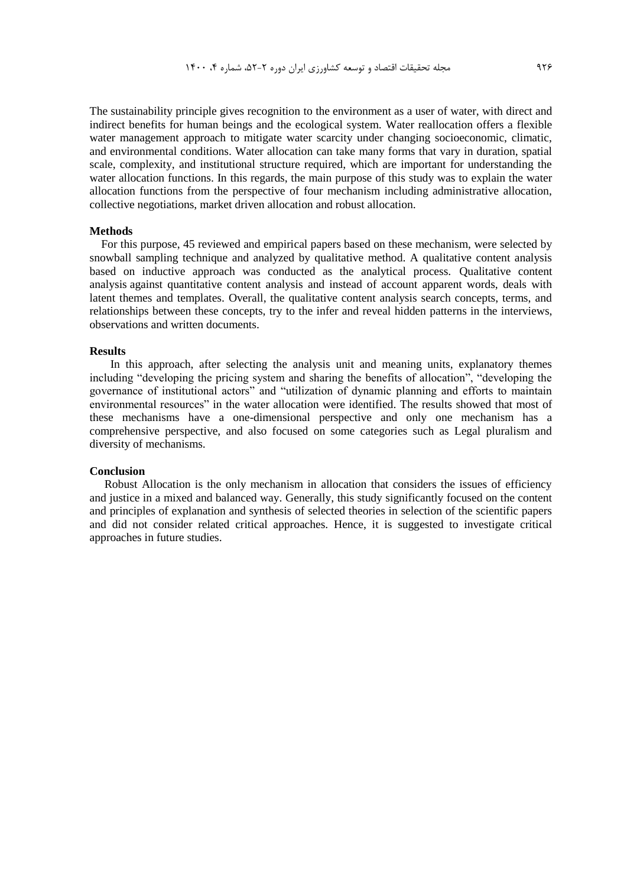The sustainability principle gives recognition to the environment as a user of water, with direct and indirect benefits for human beings and the ecological system. Water reallocation offers a flexible water management approach to mitigate water scarcity under changing socioeconomic, climatic, and environmental conditions. Water allocation can take many forms that vary in duration, spatial scale, complexity, and institutional structure required, which are important for understanding the water allocation functions. In this regards, the main purpose of this study was to explain the water allocation functions from the perspective of four mechanism including administrative allocation, collective negotiations, market driven allocation and robust allocation.

**Methods**

For this purpose, 45 reviewed and empirical papers based on these mechanism, were selected by snowball sampling technique and analyzed by qualitative method. A qualitative content analysis based on inductive approach was conducted as the analytical process. Qualitative content analysis against quantitative content analysis and instead of account apparent words, deals with latent themes and templates. Overall, the qualitative content analysis search concepts, terms, and relationships between these concepts, try to the infer and reveal hidden patterns in the interviews, observations and written documents.

**Results**

In this approach, after selecting the analysis unit and meaning units, explanatory themes including "developing the pricing system and sharing the benefits of allocation", "developing the governance of institutional actors" and "utilization of dynamic planning and efforts to maintain environmental resources" in the water allocation were identified. The results showed that most of these mechanisms have a one-dimensional perspective and only one mechanism has a comprehensive perspective, and also focused on some categories such as Legal pluralism and diversity of mechanisms.

**Conclusion**

Robust Allocation is the only mechanism in allocation that considers the issues of efficiency and justice in a mixed and balanced way. Generally, this study significantly focused on the content and principles of explanation and synthesis of selected theories in selection of the scientific papers and did not consider related critical approaches. Hence, it is suggested to investigate critical approaches in future studies.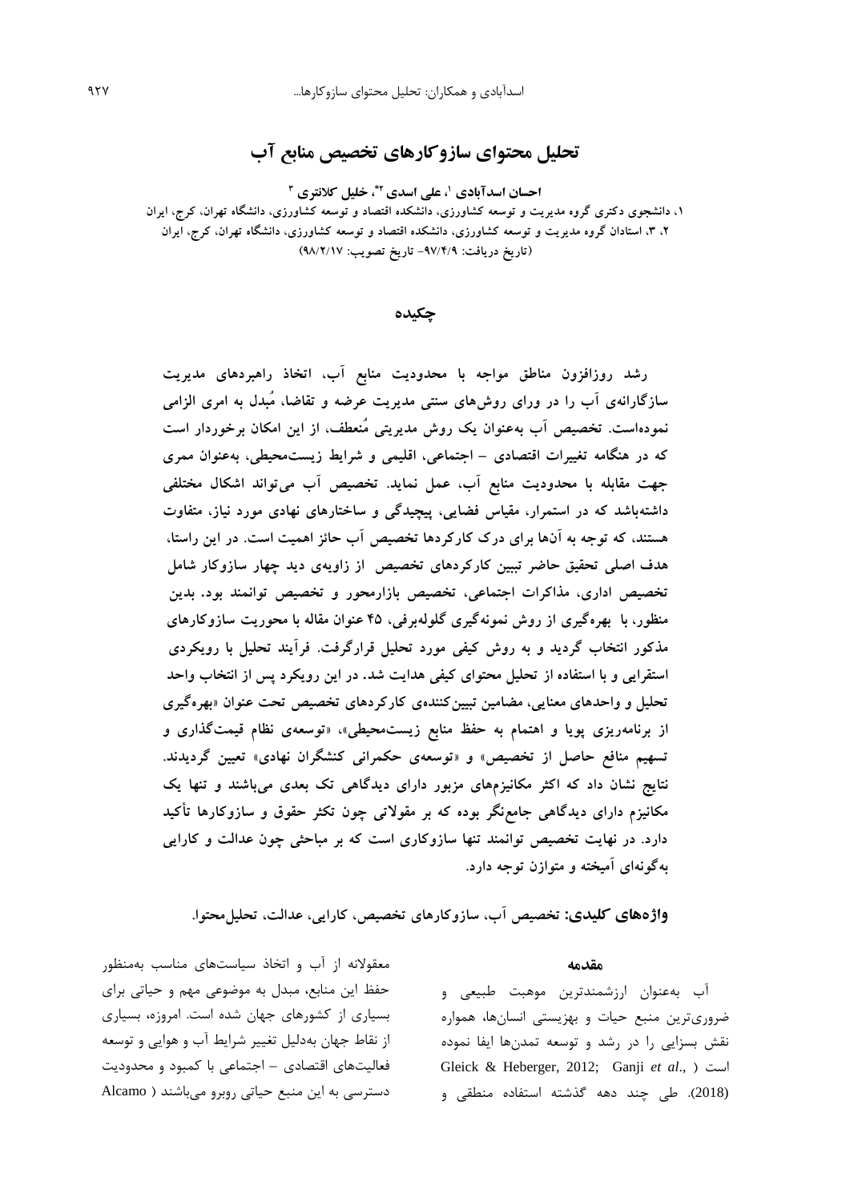# تحلیل محتوای سازوکارهای تخصیص منابع آب

**احسان اسدآبادی [1]، علی اسدی [2*]، خلیل کلانتری [3]**

۱، دانشجوی دکتری گروه مدیریت و توسعه کشاورزی، دانشکده اقتصاد و توسعه کشاورزی، دانشگاه تهران، کرج، ایران
۲، ۳، استادان گروه مدیریت و توسعه کشاورزی، دانشکده اقتصاد و توسعه کشاورزی، دانشگاه تهران، کرج، ایران
(تاریخ دریافت: ۹۷/۴/۹- تاریخ تصویب: ۹۸/۲/۱۷)

## چکیده

**رشد روزافزون مناطق مواجه با محدودیت منابع آب، اتخاذ راهبردهای مدیریت سازگارانه‌ی آب را در ورای روش‌های سنتی مدیریت عرضه و تقاضا، مُبدل به امری الزامی نموده‌است. تخصیص آب به‌عنوان یک روش مدیریتی مُنعطف، از این امکان برخوردار است که در هنگامه تغییرات اقتصادی – اجتماعی، اقلیمی و شرایط زیست‌محیطی، به‌عنوان ممری جهت مقابله با محدودیت منابع آب، عمل نماید. تخصیص آب می‌تواند اشکال مختلفی داشته‌باشد که در استمرار، مقیاس فضایی، پیچیدگی و ساختارهای نهادی مورد نیاز، متفاوت هستند، که توجه به آن‌ها برای درک کارکردها تخصیص آب حائز اهمیت است. در این راستا، هدف اصلی تحقیق حاضر تبیین کارکردهای تخصیص از زاویه‌ی دید چهار سازوکار شامل تخصیص اداری، مذاکرات اجتماعی، تخصیص بازارمحور و تخصیص توانمند بود. بدین منظور، با بهره‌گیری از روش نمونه‌گیری گلوله‌برفی، ۴۵ عنوان مقاله با محوریت سازوکارهای مذکور انتخاب گردید و به روش کیفی مورد تحلیل قرارگرفت. فرآیند تحلیل با رویکردی استقرایی و با استفاده از تحلیل محتوای کیفی هدایت شد. در این رویکرد پس از انتخاب واحد تحلیل و واحدهای معنایی، مضامین تبیین‌کننده‌ی کارکردهای تخصیص تحت عنوان «بهره‌گیری از برنامه‌ریزی پویا و اهتمام به حفظ منابع زیست‌محیطی»، «توسعه‌ی نظام قیمت‌گذاری و تسهیم منافع حاصل از تخصیص» و «توسعه‌ی حکمرانی کنشگران نهادی» تعیین گردیدند. نتایج نشان داد که اکثر مکانیزم‌های مزبور دارای دیدگاهی تک بعدی می‌باشند و تنها یک مکانیزم دارای دیدگاهی جامع‌نگر بوده که بر مقولاتی چون تکثر حقوق و سازوکارها تأکید دارد. در نهایت تخصیص توانمند تنها سازوکاری است که بر مباحثی چون عدالت و کارایی به‌گونه‌ای آمیخته و متوازن توجه دارد.**

**واژه‌های کلیدی:** تخصیص آب، سازوکارهای تخصیص، کارایی، عدالت، تحلیل‌محتوا.

## مقدمه

آب به‌عنوان ارزشمندترین موهبت طبیعی و ضروری‌ترین منبع حیات و بهزیستی انسان‌ها، همواره نقش بسزایی را در رشد و توسعه تمدن‌ها ایفا نموده است (Gleick & Heberger, 2012; Ganji *et al*., 2018). طی چند دهه گذشته استفاده منطقی و معقولانه از آب و اتخاذ سیاست‌های مناسب به‌منظور حفظ این منابع، مبدل به موضوعی مهم و حیاتی برای بسیاری از کشورهای جهان شده است. امروزه، بسیاری از نقاط جهان به‌دلیل تغییر شرایط آب و هوایی و توسعه فعالیت‌های اقتصادی – اجتماعی با کمبود و محدودیت دسترسی به این منبع حیاتی روبرو می‌باشند (Alcamo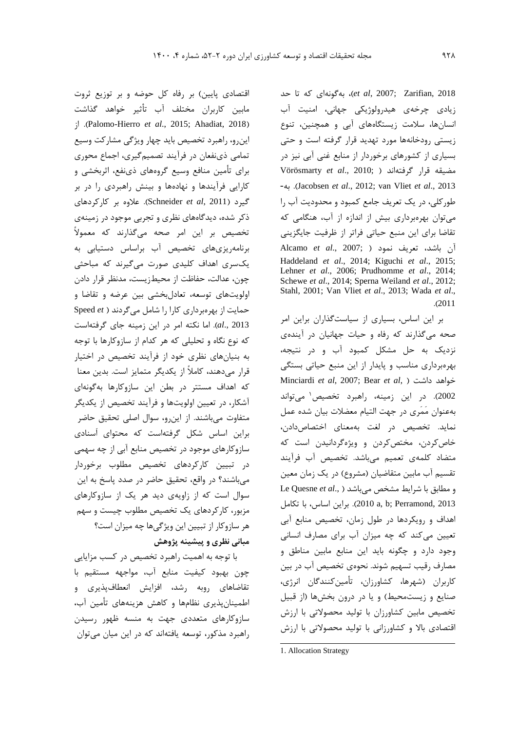*et al*, 2007; Zarifian, 2018)، به‌گونه‌ای که تا حد زیادی چرخه‌ی هیدرولوژیکی جهانی، امنیت آب انسان‌ها، سلامت زیستگاه‌های آبی و همچنین، تنوع زیستی رودخانه‌ها مورد تهدید قرار گرفته است و حتی بسیاری از کشورهای برخوردار از منابع غنی آبی نیز در مضیقه قرار گرفته‌اند (Vörösmarty *et al*., 2010; Jacobsen *et al*., 2012; van Vliet *et al*., 2013). به‌طورکلی، در یک تعریف جامع کمبود و محدودیت آب را می‌توان بهره‌برداری بیش از اندازه از آب، هنگامی که تقاضا برای این منبع حیاتی فراتر از ظرفیت جایگزینی آن باشد، تعریف نمود (Alcamo *et al*., 2007; Haddeland *et al*., 2014; Kiguchi *et al*., 2015; Lehner *et al*., 2006; Prudhomme *et al*., 2014; Schewe *et al*., 2014; Sperna Weiland *et al*., 2012; Stahl, 2001; Van Vliet *et al*., 2013; Wada *et al*., 2011).

بر این اساس، بسیاری از سیاست‌گذاران براین امر صحه می‌گذارند که رفاه و حیات جهانیان در آینده‌ی نزدیک به حل مشکل کمبود آب و در نتیجه، بهره‌برداری مناسب و پایدار از این منبع حیاتی بستگی خواهد داشت (Minciardi *et al*, 2007; Bear *et al*, 2002). در این زمینه، راهبرد تخصیص[1] می‌تواند به‌عنوان مَمَری در جهت التیام معضلات بیان شده عمل نماید. تخصیص در لغت به‌معنای اختصاص‌دادن، خاص‌کردن، مختص‌کردن و ویژه‌گردانیدن است که متضاد کلمه‌ی تعمیم می‌باشد. تخصیص آب فرآیند تقسیم آب مابین متقاضیان (مشروع) در یک زمان معین و مطابق با شرایط مشخص می‌باشد (Le Quesne *et al*., 2010 a, b; Perramond, 2013). براین اساس، با تکامل اهداف و رویکردها در طول زمان، تخصیص منابع آبی تعیین می‌کند که چه میزان آب برای مصارف انسانی وجود دارد و چگونه باید این منابع مابین مناطق و مصارف رقیب تسهیم شوند. نحوه‌ی تخصیص آب در بین کاربران (شهرها، کشاورزان، تأمین‌کنندگان انرژی، صنایع و زیست‌محیط) و یا در درون بخش‌ها (از قبیل تخصیص مابین کشاورزان با تولید محصولاتی با ارزش اقتصادی بالا و کشاورزانی با تولید محصولاتی با ارزش اقتصادی پایین) بر رفاه کل حوضه و بر توزیع ثروت مابین کاربران مختلف آب تأثیر خواهد گذاشت (Palomo-Hierro *et al*., 2015; Ahadiat, 2018). از این‌رو، راهبرد تخصیص باید چهار ویژگی مشارکت وسیع تمامی ذی‌نفعان در فرآیند تصمیم‌گیری، اجماع محوری برای تأمین منافع وسیع گروه‌های ذی‌نفع، اثربخشی و کارایی فرآیندها و نهادها و بینش راهبردی را در بر گیرد (Schneider *et al*, 2011). علاوه بر کارکردهای ذکر شده، دیدگاه‌های نظری و تجربی موجود در زمینه‌ی تخصیص بر این امر صحه می‌گذارند که معمولاً برنامه‌ریزی‌های تخصیص آب براساس دستیابی به یک‌سری اهداف کلیدی صورت می‌گیرند که مباحثی چون، عدالت، حفاظت از محیط‌زیست، مدنظر قرار دادن اولویت‌های توسعه، تعادل‌بخشی بین عرضه و تقاضا و حمایت از بهره‌برداری کارا را شامل می‌گردند (Speed *et al*., 2013). اما نکته امر در این زمینه جای گرفته‌است که نوع نگاه و تحلیلی که هر کدام از سازوکارها با توجه به بنیان‌های نظری خود از فرآیند تخصیص در اختیار قرار می‌دهند، کاملاً از یکدیگر متمایز است. بدین معنا که اهداف مستتر در بطن این سازوکارها به‌گونه‌ای آشکار، در تعیین اولویت‌ها و فرآیند تخصیص از یکدیگر متفاوت می‌باشند. از این‌رو، سوال اصلی تحقیق حاضر براین اساس شکل گرفته‌است که محتوای اَسنادی سازوکارهای موجود در تخصیص منابع آبی از چه سهمی در تبیین کارکردهای تخصیص مطلوب برخوردار می‌باشند؟ در واقع، تحقیق حاضر در صدد پاسخ به این سوال است که از زاویه‌ی دید هر یک از سازوکارهای مزبور، کارکردهای یک تخصیص مطلوب چیست و سهم هر سازوکار از تبیین این ویژگی‌ها چه میزان است؟

## مبانی نظری و پیشینه پژوهش

با توجه به اهمیت راهبرد تخصیص در کسب مزایایی چون بهبود کیفیت منابع آب، مواجهه مستقیم با تقاضاهای روبه رشد، افزایش انعطاف‌پذیری و اطمینان‌پذیری نظام‌ها و کاهش هزینه‌های تأمین آب، سازوکارهای متعددی جهت به منسه ظهور رسیدن راهبرد مذکور، توسعه یافته‌اند که در این میان می‌توان

---

1. Allocation Strategy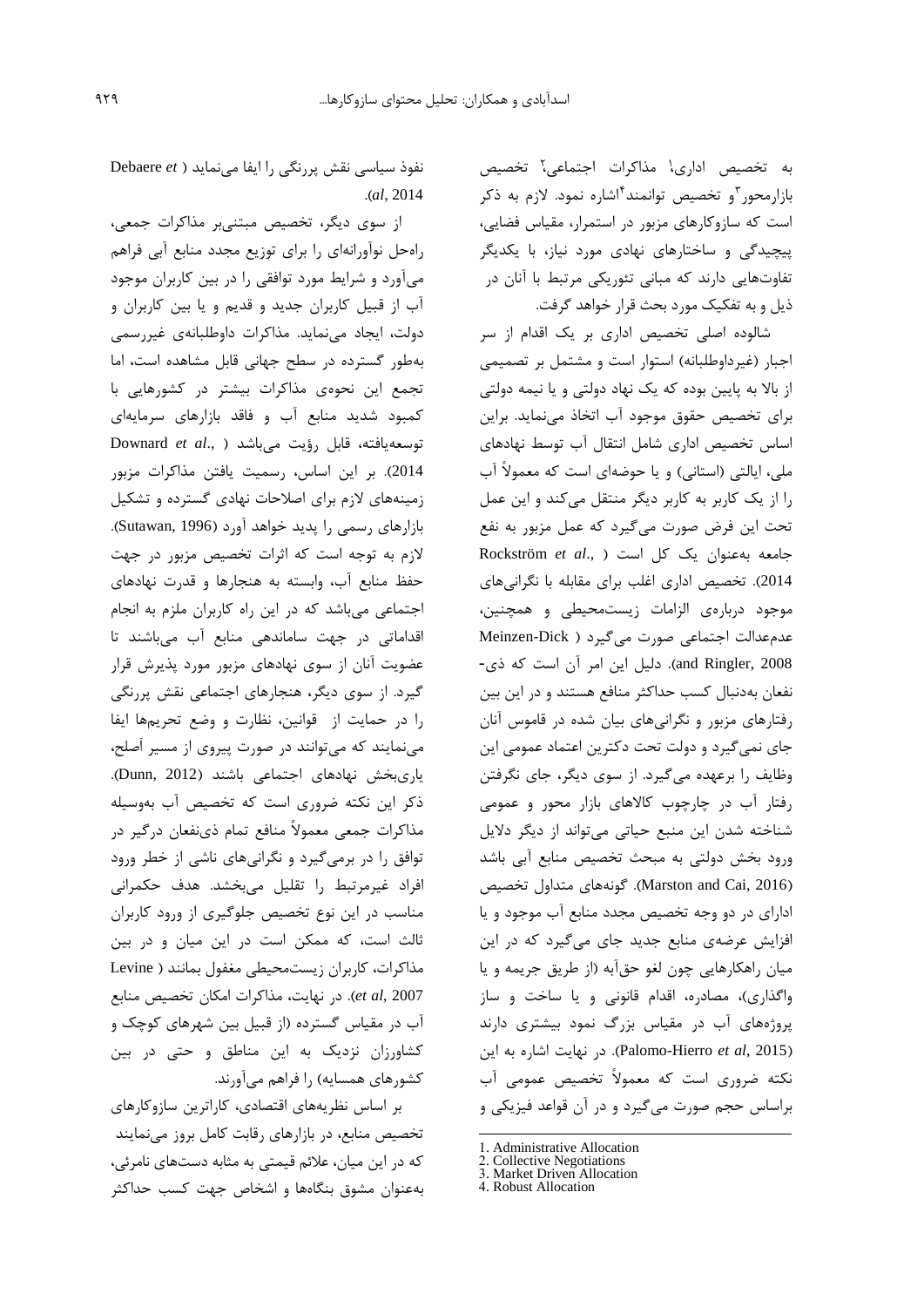به تخصیص اداری[1] مذاکرات اجتماعی[2] تخصیص بازارمحور[3] و تخصیص توانمند[4] اشاره نمود. لازم به ذکر است که سازوکارهای مزبور در استمرار، مقیاس فضایی، پیچیدگی و ساختارهای نهادی مورد نیاز، با یکدیگر تفاوت‌هایی دارند که مبانی تئوریکی مرتبط با آنان در ذیل و به تفکیک مورد بحث قرار خواهد گرفت.

شالوده اصلی تخصیص اداری بر یک اقدام از سر اجبار (غیرداوطلبانه) استوار است و مشتمل بر تصمیمی از بالا به پایین بوده که یک نهاد دولتی و یا نیمه دولتی برای تخصیص حقوق موجود آب اتخاذ می‌نماید. براین اساس تخصیص اداری شامل انتقال آب توسط نهادهای ملی، ایالتی (استانی) و یا حوضه‌ای است که معمولاً آب را از یک کاربر به کاربر دیگر منتقل می‌کند و این عمل تحت این فرض صورت می‌گیرد که عمل مزبور به نفع جامعه به‌عنوان یک کل است (Rockström *et al.*, 2014). تخصیص اداری اغلب برای مقابله با نگرانی‌های موجود درباره‌ی الزامات زیست‌محیطی و همچنین، عدم‌عدالت اجتماعی صورت می‌گیرد (Meinzen-Dick and Ringler, 2008). دلیل این امر آن است که ذی‌نفعان به‌دنبال کسب حداکثر منافع هستند و در این بین رفتارهای مزبور و نگرانی‌های بیان شده در قاموس آنان جای نمی‌گیرد و دولت تحت دکترین اعتماد عمومی این وظایف را برعهده می‌گیرد. از سوی دیگر، جای نگرفتن رفتار آب در چارچوب کالاهای بازار محور و عمومی شناخته شدن این منبع حیاتی می‌تواند از دیگر دلایل ورود بخش دولتی به مبحث تخصیص منابع آبی باشد (Marston and Cai, 2016). گونه‌های متداول تخصیص اداری در دو وجه تخصیص مجدد منابع آب موجود و یا افزایش عرضه‌ی منابع جدید جای می‌گیرد که در این میان راهکارهایی چون لغو حق‌آبه (از طریق جریمه و یا واگذاری)، مصادره، اقدام قانونی و یا ساخت و ساز پروژه‌های آب در مقیاس بزرگ نمود بیشتری دارند (Palomo-Hierro *et al*, 2015). در نهایت اشاره به این نکته ضروری است که معمولاً تخصیص عمومی آب براساس حجم صورت می‌گیرد و در آن قواعد فیزیکی و نفوذ سیاسی نقش پررنگی را ایفا می‌نماید (Debaere *et al*, 2014).

از سوی دیگر، تخصیص مبتنی‌بر مذاکرات جمعی، راه‌حل نوآورانه‌ای را برای توزیع مجدد منابع آبی فراهم می‌آورد و شرایط مورد توافقی را در بین کاربران موجود آب از قبیل کاربران جدید و قدیم و یا بین کاربران و دولت، ایجاد می‌نماید. مذاکرات داوطلبانه‌ی غیررسمی به‌طور گسترده در سطح جهانی قابل مشاهده است، اما تجمع این نحوه‌ی مذاکرات بیشتر در کشورهایی با کمبود شدید منابع آب و فاقد بازارهای سرمایه‌ای توسعه‌یافته، قابل رؤیت می‌باشد (Downard *et al.*, 2014). بر این اساس، رسمیت یافتن مذاکرات مزبور زمینه‌های لازم برای اصلاحات نهادی گسترده و تشکیل بازارهای رسمی را پدید خواهد آورد (Sutawan, 1996). لازم به توجه است که اثرات تخصیص مزبور در جهت حفظ منابع آب، وابسته به هنجارها و قدرت نهادهای اجتماعی می‌باشد که در این راه کاربران ملزم به انجام اقداماتی در جهت ساماندهی منابع آب می‌باشند تا عضویت آنان از سوی نهادهای مزبور مورد پذیرش قرار گیرد. از سوی دیگر، هنجارهای اجتماعی نقش پررنگی را در حمایت از قوانین، نظارت و وضع تحریم‌ها ایفا می‌نمایند که می‌توانند در صورت پیروی از مسیر اَصلح، یاری‌بخش نهادهای اجتماعی باشند (Dunn, 2012). ذکر این نکته ضروری است که تخصیص آب به‌وسیله مذاکرات جمعی معمولاً منافع تمام ذی‌نفعان درگیر در توافق را در برمی‌گیرد و نگرانی‌های ناشی از خطر ورود افراد غیرمرتبط را تقلیل می‌بخشد. هدف حکمرانی مناسب در این نوع تخصیص جلوگیری از ورود کاربران ثالث است، که ممکن است در این میان و در بین مذاکرات، کاربران زیست‌محیطی مغفول بمانند (Levine *et al*, 2007). در نهایت، مذاکرات امکان تخصیص منابع آب در مقیاس گسترده (از قبیل بین شهرهای کوچک و کشاورزان نزدیک به این مناطق و حتی در بین کشورهای همسایه) را فراهم می‌آورند.

بر اساس نظریه‌های اقتصادی، کاراترین سازوکارهای تخصیص منابع، در بازارهای رقابت کامل بروز می‌نمایند که در این میان، علائم قیمتی به مثابه دست‌های نامرئی، به‌عنوان مشوق بنگاه‌ها و اشخاص جهت کسب حداکثر

1. Administrative Allocation
2. Collective Negotiations
3. Market Driven Allocation
4. Robust Allocation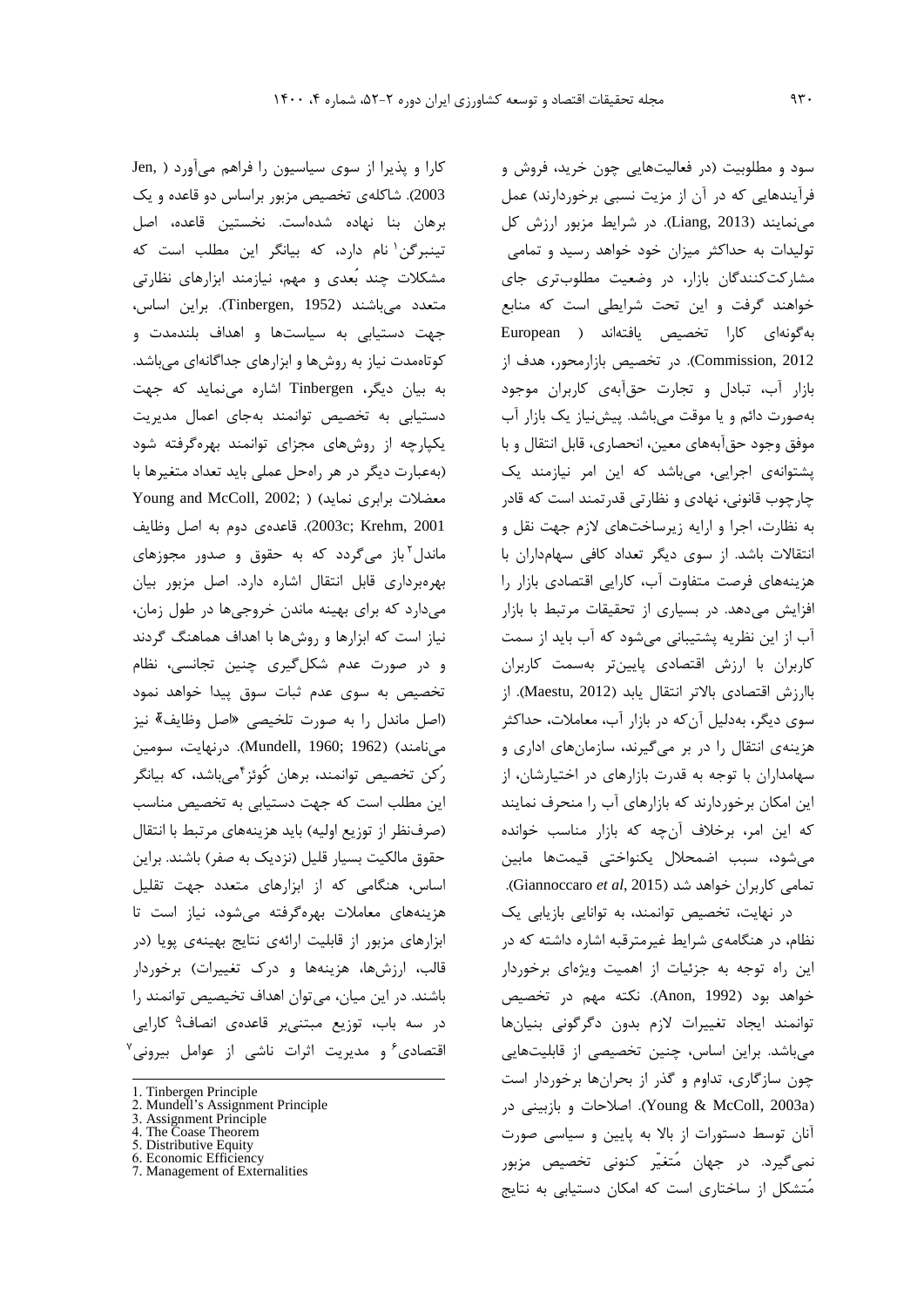سود و مطلوبیت (در فعالیت‌هایی چون خرید، فروش و فرآیندهایی که در آن از مزیت نسبی برخوردارند) عمل می‌نمایند (Liang, 2013). در شرایط مزبور ارزش کل تولیدات به حداکثر میزان خود خواهد رسید و تمامی مشارکت‌کنندگان بازار، در وضعیت مطلوب‌تری جای خواهند گرفت و این تحت شرایطی است که منابع به‌گونه‌ای کارا تخصیص یافته‌اند (European Commission, 2012). در تخصیص بازارمحور، هدف از بازار آب، تبادل و تجارت حق‌آبه‌ی کاربران موجود به‌صورت دائم و یا موقت می‌باشد. پیش‌نیاز یک بازار آب موفق وجود حق‌آبه‌های معین، انحصاری، قابل انتقال و با پشتوانه‌ی اجرایی، می‌باشد که این امر نیازمند یک چارچوب قانونی، نهادی و نظارتی قدرتمند است که قادر به نظارت، اجرا و ارایه زیرساخت‌های لازم جهت نقل و انتقالات باشد. از سوی دیگر تعداد کافی سهامداران با هزینه‌های فرصت متفاوت آب، کارایی اقتصادی بازار را افزایش می‌دهد. در بسیاری از تحقیقات مرتبط با بازار آب از این نظریه پشتیبانی می‌شود که آب باید از سمت کاربران با ارزش اقتصادی پایین‌تر به‌سمت کاربران باارزش اقتصادی بالاتر انتقال یابد (Maestu, 2012). از سوی دیگر، به‌دلیل آن‌که در بازار آب، معاملات، حداکثر هزینه‌ی انتقال را در بر می‌گیرند، سازمان‌های اداری و سهامداران با توجه به قدرت بازارهای در اختیارشان، از این امکان برخوردارند که بازارهای آب را منحرف نمایند که این امر، برخلاف آن‌چه که بازار مناسب خوانده می‌شود، سبب اضمحلال یکنواختی قیمت‌ها مابین تمامی کاربران خواهد شد (Giannoccaro *et al*, 2015).

در نهایت، تخصیص توانمند، به توانایی بازیابی یک نظام، در هنگامه‌ی شرایط غیرمترقبه اشاره داشته که در این راه توجه به جزئیات از اهمیت ویژه‌ای برخوردار خواهد بود (Anon, 1992). نکته مهم در تخصیص توانمند ایجاد تغییرات لازم بدون دگرگونی بنیان‌ها می‌باشد. براین اساس، چنین تخصیصی از قابلیت‌هایی چون سازگاری، تداوم و گذر از بحران‌ها برخوردار است (Young & McColl, 2003a). اصلاحات و بازبینی در آنان توسط دستورات از بالا به پایین و سیاسی صورت نمی‌گیرد. در جهان مُتغیّر کنونی تخصیص مزبور مُتشکل از ساختاری است که امکان دستیابی به نتایج کارا و پذیرا از سوی سیاسیون را فراهم می‌آورد (Jen, 2003). شاکله‌ی تخصیص مزبور براساس دو قاعده و یک برهان بنا نهاده شده‌است. نخستین قاعده، اصل تینبرگن[1] نام دارد، که بیانگر این مطلب است که مشکلات چند بُعدی و مهم، نیازمند ابزارهای نظارتی متعدد می‌باشند (Tinbergen, 1952). براین اساس، جهت دستیابی به سیاست‌ها و اهداف بلندمدت و کوتاه‌مدت نیاز به روش‌ها و ابزارهای جداگانه‌ای می‌باشد. به بیان دیگر، Tinbergen اشاره می‌نماید که جهت دستیابی به تخصیص توانمند به‌جای اعمال مدیریت یکپارچه از روش‌های مجزای توانمند بهره‌گرفته شود (به‌عبارت دیگر در هر راه‌حل عملی باید تعداد متغیرها با معضلات برابری نماید) (Young and McColl, 2002; 2003c; Krehm, 2001). قاعده‌ی دوم به اصل وظایف ماندل[2] باز می‌گردد که به حقوق و صدور مجوزهای بهره‌برداری قابل انتقال اشاره دارد. اصل مزبور بیان می‌دارد که برای بهینه ماندن خروجی‌ها در طول زمان، نیاز است که ابزارها و روش‌ها با اهداف هماهنگ گردند و در صورت عدم شکل‌گیری چنین تجانسی، نظام تخصیص به سوی عدم ثبات سوق پیدا خواهد نمود (اصل ماندل را به صورت تلخیصی «اصل وظایف[3]» نیز می‌نامند) (Mundell, 1960; 1962). درنهایت، سومین رُکن تخصیص توانمند، برهان کُوئز[4] می‌باشد، که بیانگر این مطلب است که جهت دستیابی به تخصیص مناسب (صرف‌نظر از توزیع اولیه) باید هزینه‌های مرتبط با انتقال حقوق مالکیت بسیار قلیل (نزدیک به صفر) باشند. براین اساس، هنگامی که از ابزارهای متعدد جهت تقلیل هزینه‌های معاملات بهره‌گرفته می‌شود، نیاز است تا ابزارهای مزبور از قابلیت ارائه‌ی نتایج بهینه‌ی پویا (در قالب، ارزش‌ها، هزینه‌ها و درک تغییرات) برخوردار باشند. در این میان، می‌توان اهداف تخیصیص توانمند را در سه باب، توزیع مبتنی‌بر قاعده‌ی انصاف[5] کارایی اقتصادی[6] و مدیریت اثرات ناشی از عوامل بیرونی[7]

---

1. Tinbergen Principle
2. Mundell's Assignment Principle
3. Assignment Principle
4. The Coase Theorem
5. Distributive Equity
6. Economic Efficiency
7. Management of Externalities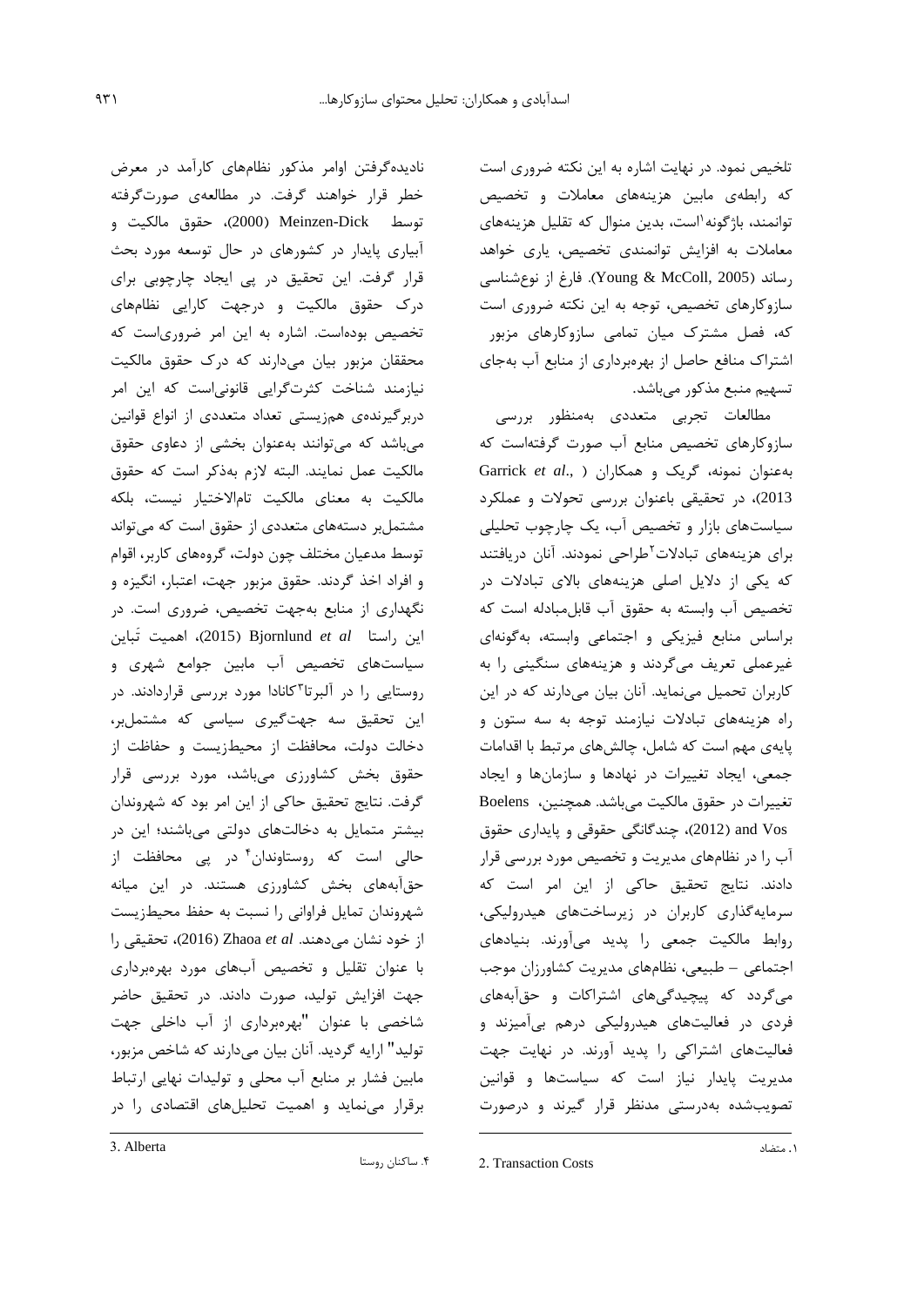تلخیص نمود. در نهایت اشاره به این نکته ضروری است که رابطه‌ی مابین هزینه‌های معاملات و تخصیص توانمند، باژگونه[1]است، بدین منوال که تقلیل هزینه‌های معاملات به افزایش توانمندی تخصیص، یاری خواهد رساند (Young & McColl, 2005). فارغ از نوع‌شناسی سازوکارهای تخصیص، توجه به این نکته ضروری است که، فصل مشترک میان تمامی سازوکارهای مزبور اشتراک منافع حاصل از بهره‌برداری از منابع آب به‌جای تسهیم منبع مذکور می‌باشد.

مطالعات تجربی متعددی به‌منظور بررسی سازوکارهای تخصیص منابع آب صورت گرفته‌است که به‌عنوان نمونه، گریک و همکاران (Garrick *et al*., 2013)، در تحقیقی باعنوان بررسی تحولات و عملکرد سیاست‌های بازار و تخصیص آب، یک چارچوب تحلیلی برای هزینه‌های تبادلات[2]طراحی نمودند. آنان دریافتند که یکی از دلایل اصلی هزینه‌های بالای تبادلات در تخصیص آب وابسته به حقوق آب قابل‌مبادله است که براساس منابع فیزیکی و اجتماعی وابسته، به‌گونه‌ای غیرعملی تعریف می‌گردند و هزینه‌های سنگینی را به کاربران تحمیل می‌نماید. آنان بیان می‌دارند که در این راه هزینه‌های تبادلات نیازمند توجه به سه ستون و پایه‌ی مهم است که شامل، چالش‌های مرتبط با اقدامات جمعی، ایجاد تغییرات در نهادها و سازمان‌ها و ایجاد تغییرات در حقوق مالکیت می‌باشد. همچنین، Boelens and Vos (2012)، چندگانگی حقوقی و پایداری حقوق آب را در نظام‌های مدیریت و تخصیص مورد بررسی قرار دادند. نتایج تحقیق حاکی از این امر است که سرمایه‌گذاری کاربران در زیرساخت‌های هیدرولیکی، روابط مالکیت جمعی را پدید می‌آورند. بنیادهای اجتماعی – طبیعی، نظام‌های مدیریت کشاورزان موجب می‌گردد که پیچیدگی‌های اشتراکات و حق‌آبه‌های فردی در فعالیت‌های هیدرولیکی درهم بی‌آمیزند و فعالیت‌های اشتراکی را پدید آورند. در نهایت جهت مدیریت پایدار نیاز است که سیاست‌ها و قوانین تصویب‌شده به‌درستی مدنظر قرار گیرند و درصورت نادیده‌گرفتن اوامر مذکور نظام‌های کارآمد در معرض خطر قرار خواهند گرفت. در مطالعه‌ی صورت‌گرفته توسط Meinzen-Dick (2000)، حقوق مالکیت و آبیاری پایدار در کشورهای در حال توسعه مورد بحث قرار گرفت. این تحقیق در پی ایجاد چارچوبی برای درک حقوق مالکیت و درجهت کارایی نظام‌های تخصیص بوده‌است. اشاره به این امر ضروری‌است که محققان مزبور بیان می‌دارند که درک حقوق مالکیت نیازمند شناخت کثرت‌گرایی قانونی‌است که این امر دربرگیرنده‌ی همزیستی تعداد متعددی از انواع قوانین می‌باشد که می‌توانند به‌عنوان بخشی از دعاوی حقوق مالکیت عمل نمایند. البته لازم به‌ذکر است که حقوق مالکیت به معنای مالکیت تام‌الاختیار نیست، بلکه مشتمل‌بر دسته‌های متعددی از حقوق است که می‌تواند توسط مدعیان مختلف چون دولت، گروه‌های کاربر، اقوام و افراد اخذ گردند. حقوق مزبور جهت، اعتبار، انگیزه و نگهداری از منابع به‌جهت تخصیص، ضروری است. در این راستا Bjornlund *et al* (2015)، اهمیت تَباین سیاست‌های تخصیص آب مابین جوامع شهری و روستایی را در آلبرتا[3]کانادا مورد بررسی قراردادند. در این تحقیق سه جهت‌گیری سیاسی که مشتمل‌بر، دخالت دولت، محافظت از محیط‌زیست و حفاظت از حقوق بخش کشاورزی می‌باشد، مورد بررسی قرار گرفت. نتایج تحقیق حاکی از این امر بود که شهروندان بیشتر متمایل به دخالت‌های دولتی می‌باشند؛ این در حالی است که روستاوندان[4] در پی محافظت از حق‌آبه‌های بخش کشاورزی هستند. در این میانه شهروندان تمایل فراوانی را نسبت به حفظ محیط‌زیست از خود نشان می‌دهند. Zhaoa *et al* (2016)، تحقیقی را با عنوان تقلیل و تخصیص آب‌های مورد بهره‌برداری جهت افزایش تولید، صورت دادند. در تحقیق حاضر شاخصی با عنوان "بهره‌برداری از آب داخلی جهت تولید" ارایه گردید. آنان بیان می‌دارند که شاخص مزبور، مابین فشار بر منابع آب محلی و تولیدات نهایی ارتباط برقرار می‌نماید و اهمیت تحلیل‌های اقتصادی را در

---

1. متضاد
2. Transaction Costs
3. Alberta
4. ساکنان روستا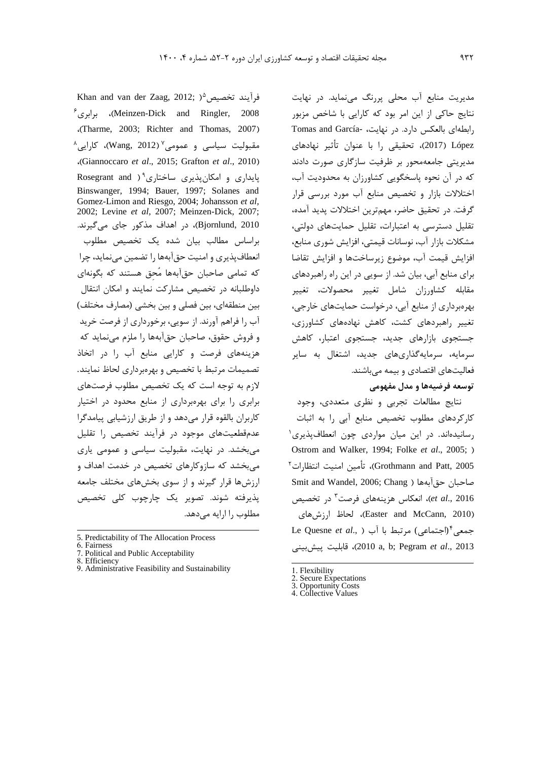مدیریت منابع آب محلی پررنگ می‌نماید. در نهایت نتایج حاکی از این امر بود که کارایی با شاخص مزبور رابطه‌ای بالعکس دارد. در نهایت، Tomas and García-López (2017)، تحقیقی را با عنوان تأثیر نهادهای مدیریتی جامعه‌محور بر ظرفیت سازگاری صورت دادند که در آن نحوه پاسخگویی کشاورزان به محدودیت آب، اختلالات بازار و تخصیص منابع آب مورد بررسی قرار گرفت. در تحقیق حاضر، مهم‌ترین اختلالات پدید آمده، تقلیل دسترسی به اعتبارات، تقلیل حمایت‌های دولتی، مشکلات بازار آب، نوسانات قیمتی، افزایش شوری منابع، افزایش قیمت آب، موضوع زیرساخت‌ها و افزایش تقاضا برای منابع آبی، بیان شد. از سویی در این راه راهبردهای مقابله کشاورزان شامل تغییر محصولات، تغییر بهره‌برداری از منابع آبی، درخواست حمایت‌های خارجی، تغییر راهبردهای کشت، کاهش نهاده‌های کشاورزی، جستجوی بازارهای جدید، جستجوی اعتبار، کاهش سرمایه، سرمایه‌گذاری‌های جدید، اشتغال به سایر فعالیت‌های اقتصادی و بیمه می‌باشند.

**توسعه فرضیه‌ها و مدل مفهومی**

نتایج مطالعات تجربی و نظری متعددی، وجود کارکردهای مطلوب تخصیص منابع آبی را به اثبات رسانیده‌اند. در این میان مواردی چون انعطاف‌پذیری[1] (Ostrom and Walker, 1994; Folke *et al*., 2005; Grothmann and Patt, 2005)، تأمین امنیت انتظارات[2] صاحبان حق‌آبه‌ها (Smit and Wandel, 2006; Chang *et al*., 2016)، انعکاس هزینه‌های فرصت[3] در تخصیص (Easter and McCann, 2010)، لحاظ ارزش‌های جمعی[4](اجتماعی) مرتبط با آب (Le Quesne *et al*., 2010 a, b; Pegram *et al*., 2013)، قابلیت پیش‌بینی فرآیند تخصیص[5] (Khan and van der Zaag, 2012; Meinzen-Dick and Ringler, 2008)، برابری[6] (Tharme, 2003; Richter and Thomas, 2007)، مقبولیت سیاسی و عمومی[7] (Wang, 2012)، کارایی[8] (Giannoccaro *et al*., 2015; Grafton *et al*., 2010)، پایداری و امکان‌پذیری ساختاری[9] (Rosegrant and Binswanger, 1994; Bauer, 1997; Solanes and Gomez-Limon and Riesgo, 2004; Johansson *et al*, 2002; Levine *et al*, 2007; Meinzen-Dick, 2007; Bjornlund, 2010)، در اهداف مذکور جای می‌گیرند.

براساس مطالب بیان شده یک تخصیص مطلوب انعطاف‌پذیری و امنیت حق‌آبه‌ها را تضمین می‌نماید، چرا که تمامی صاحبان حق‌آبه‌ها مُحِق هستند که بگونه‌ای داوطلبانه در تخصیص مشارکت نمایند و امکان انتقال بین منطقه‌ای، بین فصلی و بین بخشی (مصارف مختلف) آب را فراهم آورند. از سویی، برخورداری از فرصت خرید و فروش حقوق، صاحبان حق‌آبه‌ها را ملزم می‌نماید که هزینه‌های فرصت و کارایی منابع آب را در اتخاذ تصمیمات مرتبط با تخصیص و بهره‌برداری لحاظ نمایند. لازم به توجه است که یک تخصیص مطلوب فرصت‌های برابری را برای بهره‌برداری از منابع محدود در اختیار کاربران بالقوه قرار می‌دهد و از طریق ارزشیابی پیامدگرا عدم‌قطعیت‌های موجود در فرآیند تخصیص را تقلیل می‌بخشد. در نهایت، مقبولیت سیاسی و عمومی یاری می‌بخشد که سازوکارهای تخصیص در خدمت اهداف و ارزش‌ها قرار گیرند و از سوی بخش‌های مختلف جامعه پذیرفته شوند. تصویر یک چارچوب کلی تخصیص مطلوب را ارایه می‌دهد.

---

1. Flexibility
2. Secure Expectations
3. Opportunity Costs
4. Collective Values
5. Predictability of The Allocation Process
6. Fairness
7. Political and Public Acceptability
8. Efficiency
9. Administrative Feasibility and Sustainability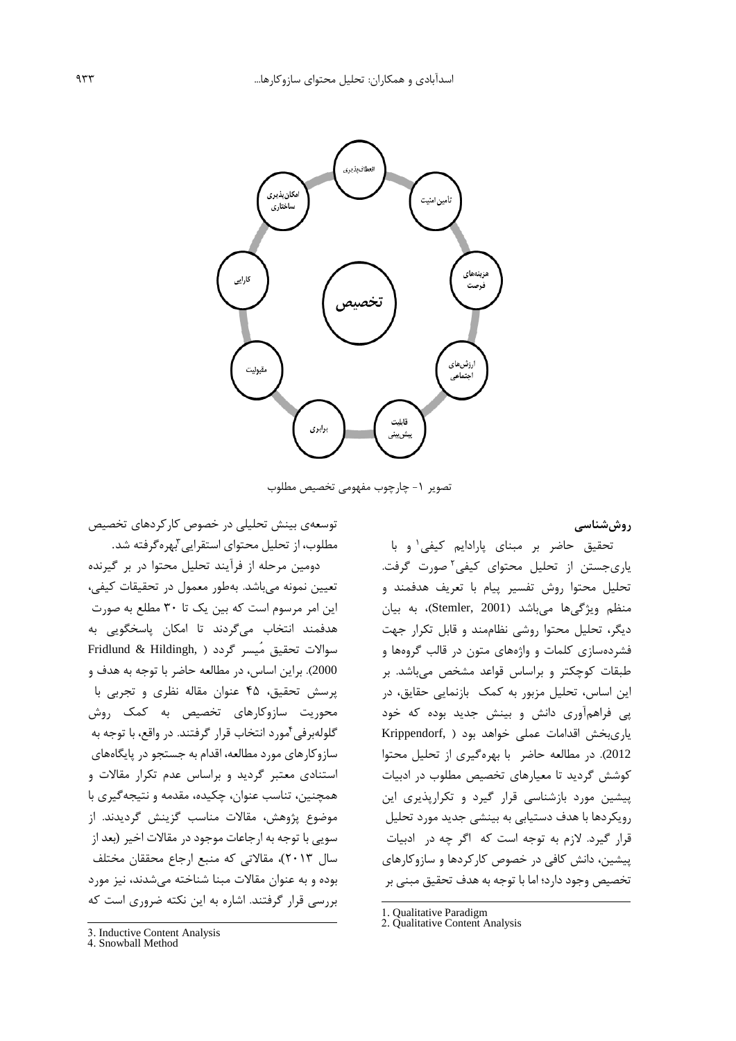انعطاف‌پذیری

تأمین امنیت

هزینه‌های فرصت

ارزش‌های اجتماعی

قابلیت پیش‌بینی

برابری

مقبولیت

کارایی

امکان‌پذیری ساختاری

تخصیص

تصویر ۱- چارچوب مفهومی تخصیص مطلوب

### روش‌شناسی

تحقیق حاضر بر مبنای پارادایم کیفی[1] و با یاری‌جستن از تحلیل محتوای کیفی[2] صورت گرفت. تحلیل محتوا روش تفسیر پیام با تعریف هدفمند و منظم ویژگی‌ها می‌باشد (Stemler, 2001)، به بیان دیگر، تحلیل محتوا روشی نظام‌مند و قابل تکرار جهت فشرده‌سازی کلمات و واژه‌های متون در قالب گروه‌ها و طبقات کوچکتر و براساس قواعد مشخص می‌باشد. بر این اساس، تحلیل مزبور به کمک بازنمایی حقایق، در پی فراهم‌آوری دانش و بینش جدید بوده که خود یاری‌بخش اقدامات عملی خواهد بود (Krippendorf, 2012). در مطالعه حاضر با بهره‌گیری از تحلیل محتوا کوشش گردید تا معیارهای تخصیص مطلوب در ادبیات پیشین مورد بازشناسی قرار گیرد و تکرارپذیری این رویکردها با هدف دستیابی به بینشی جدید مورد تحلیل قرار گیرد. لازم به توجه است که اگر چه در ادبیات پیشین، دانش کافی در خصوص کارکردها و سازوکارهای تخصیص وجود دارد؛ اما با توجه به هدف تحقیق مبنی بر توسعه‌ی بینش تحلیلی در خصوص کارکردهای تخصیص مطلوب، از تحلیل محتوای استقرایی[3] بهره‌گرفته شد.

دومین مرحله از فرآیند تحلیل محتوا در بر گیرنده تعیین نمونه می‌باشد. به‌طور معمول در تحقیقات کیفی، این امر مرسوم است که بین یک تا ۳۰ مطلع به صورت هدفمند انتخاب می‌گردند تا امکان پاسخگویی به سوالات تحقیق مُیسر گردد (Fridlund & Hildingh, 2000). براین اساس، در مطالعه حاضر با توجه به هدف و پرسش تحقیق، ۴۵ عنوان مقاله نظری و تجربی با محوریت سازوکارهای تخصیص به کمک روش گلوله‌برفی[4] مورد انتخاب قرار گرفتند. در واقع، با توجه به سازوکارهای مورد مطالعه، اقدام به جستجو در پایگاه‌های استنادی معتبر گردید و براساس عدم تکرار مقالات و همچنین، تناسب عنوان، چکیده، مقدمه و نتیجه‌گیری با موضوع پژوهش، مقالات مناسب گزینش گردیدند. از سویی با توجه به ارجاعات موجود در مقالات اخیر (بعد از سال ۲۰۱۳)، مقالاتی که منبع ارجاع محققان مختلف بوده و به عنوان مقالات مبنا شناخته می‌شدند، نیز مورد بررسی قرار گرفتند. اشاره به این نکته ضروری است که

---

1. Qualitative Paradigm
2. Qualitative Content Analysis
3. Inductive Content Analysis
4. Snowball Method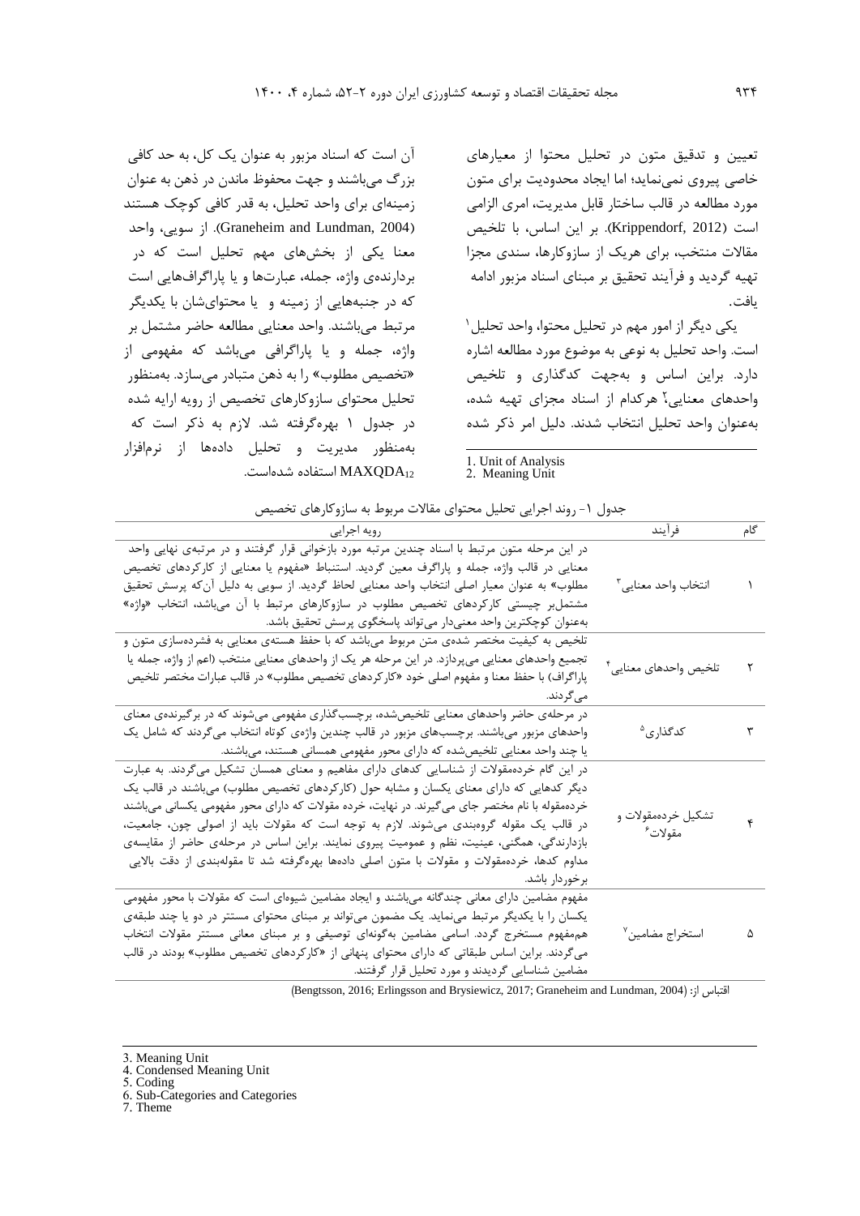تعیین و تدقیق متون در تحلیل محتوا از معیارهای خاصی پیروی نمی‌نماید؛ اما ایجاد محدودیت برای متون مورد مطالعه در قالب ساختار قابل مدیریت، امری الزامی است (Krippendorf, 2012). بر این اساس، با تلخیص مقالات منتخب، برای هریک از سازوکارها، سندی مجزا تهیه گردید و فرآیند تحقیق بر مبنای اسناد مزبور ادامه یافت.

یکی دیگر از امور مهم در تحلیل محتوا، واحد تحلیل[1] است. واحد تحلیل به نوعی به موضوع مورد مطالعه اشاره دارد. براین اساس و به‌جهت کدگذاری و تلخیص واحدهای معنایی[2] هرکدام از اسناد مجزای تهیه شده، به‌عنوان واحد تحلیل انتخاب شدند. دلیل امر ذکر شده آن است که اسناد مزبور به عنوان یک کل، به حد کافی بزرگ می‌باشند و جهت محفوظ ماندن در ذهن به عنوان زمینه‌ای برای واحد تحلیل، به قدر کافی کوچک هستند (Graneheim and Lundman, 2004). از سویی، واحد معنا یکی از بخش‌های مهم تحلیل است که در بردارنده‌ی واژه، جمله، عبارت‌ها و یا پاراگراف‌هایی است که در جنبه‌هایی از زمینه و یا محتوای‌شان با یکدیگر مرتبط می‌باشند. واحد معنایی مطالعه حاضر مشتمل بر واژه، جمله و یا پاراگرافی می‌باشد که مفهومی از «تخصیص مطلوب» را به ذهن متبادر می‌سازد. به‌منظور تحلیل محتوای سازوکارهای تخصیص از رویه ارایه شده در جدول ۱ بهره‌گرفته شد. لازم به ذکر است که به‌منظور مدیریت و تحلیل داده‌ها از نرم‌افزار $\text{MAXQDA}_{12}$ استفاده شده‌است.

1. Unit of Analysis
2. Meaning Unit

جدول ۱- روند اجرایی تحلیل محتوای مقالات مربوط به سازوکارهای تخصیص

| گام | فرآیند | رویه اجرایی |
|---|---|---|
| ۱ | انتخاب واحد معنایی[3] | در این مرحله متون مرتبط با اسناد چندین مرتبه مورد بازخوانی قرار گرفتند و در مرتبه‌ی نهایی واحد معنایی در قالب واژه، جمله و پاراگرف معین گردید. استنباط «مفهوم یا معنایی از کارکردهای تخصیص مطلوب» به عنوان معیار اصلی انتخاب واحد معنایی لحاظ گردید. از سویی به دلیل آن‌که پرسش تحقیق مشتمل‌بر چیستی کارکردهای تخصیص مطلوب در سازوکارهای مرتبط با آن می‌باشد، انتخاب «واژه» به‌عنوان کوچکترین واحد معنی‌دار می‌تواند پاسخگوی پرسش تحقیق باشد. |
| ۲ | تلخیص واحدهای معنایی[4] | تلخیص به کیفیت مختصر شده‌ی متن مربوط می‌باشد که با حفظ هسته‌ی معنایی به فشرده‌سازی متون و تجمیع واحدهای معنایی می‌پردازد. در این مرحله هر یک از واحدهای معنایی منتخب (اعم از واژه، جمله یا پاراگراف) با حفظ معنا و مفهوم اصلی خود «کارکردهای تخصیص مطلوب» در قالب عبارات مختصر تلخیص می‌گردند. |
| ۳ | کدگذاری[5] | در مرحله‌ی حاضر واحدهای معنایی تلخیص‌شده، برچسب‌گذاری مفهومی می‌شوند که در برگیرنده‌ی معنای واحدهای مزبور می‌باشند. برچسب‌های مزبور در قالب چندین واژه‌ی کوتاه انتخاب می‌گردند که شامل یک یا چند واحد معنایی تلخیص‌شده که دارای محور مفهومی همسانی هستند، می‌باشند. |
| ۴ | تشکیل خرده‌مقولات و مقولات[6] | در این گام خرده‌مقولات از شناسایی کدهای دارای مفاهیم و معنای همسان تشکیل می‌گردند. به عبارت دیگر کدهایی که دارای معنای یکسان و مشابه حول (کارکردهای تخصیص مطلوب) می‌باشند در قالب یک خرده‌مقوله با نام مختصر جای می‌گیرند. در نهایت، خرده مقولات که دارای محور مفهومی یکسانی می‌باشند در قالب یک مقوله گروهبندی می‌شوند. لازم به توجه است که مقولات باید از اصولی چون، جامعیت، بازدارندگی، همگنی، عینیت، نظم و عمومیت پیروی نمایند. براین اساس در مرحله‌ی حاضر از مقایسه‌ی مداوم کدها، خرده‌مقولات و مقولات با متون اصلی داده‌ها بهره‌گرفته شد تا مقوله‌بندی از دقت بالایی برخوردار باشد. |
| ۵ | استخراج مضامین[7] | مفهوم مضامین دارای معانی چندگانه می‌باشند و ایجاد مضامین شیوه‌ای است که مقولات با محور مفهومی یکسان را با یکدیگر مرتبط می‌نماید. یک مضمون می‌تواند بر مبنای محتوای مستتر در دو یا چند طبقه‌ی هم‌مفهوم مستخرج گردد. اسامی مضامین به‌گونه‌ای توصیفی و بر مبنای معانی مستتر مقولات انتخاب می‌گردند. براین اساس طبقاتی که دارای محتوای پنهانی از «کارکردهای تخصیص مطلوب» بودند در قالب مضامین شناسایی گردیدند و مورد تحلیل قرار گرفتند. |

اقتباس از: (Bengtsson, 2016; Erlingsson and Brysiewicz, 2017; Graneheim and Lundman, 2004)

3. Meaning Unit
4. Condensed Meaning Unit
5. Coding
6. Sub-Categories and Categories
7. Theme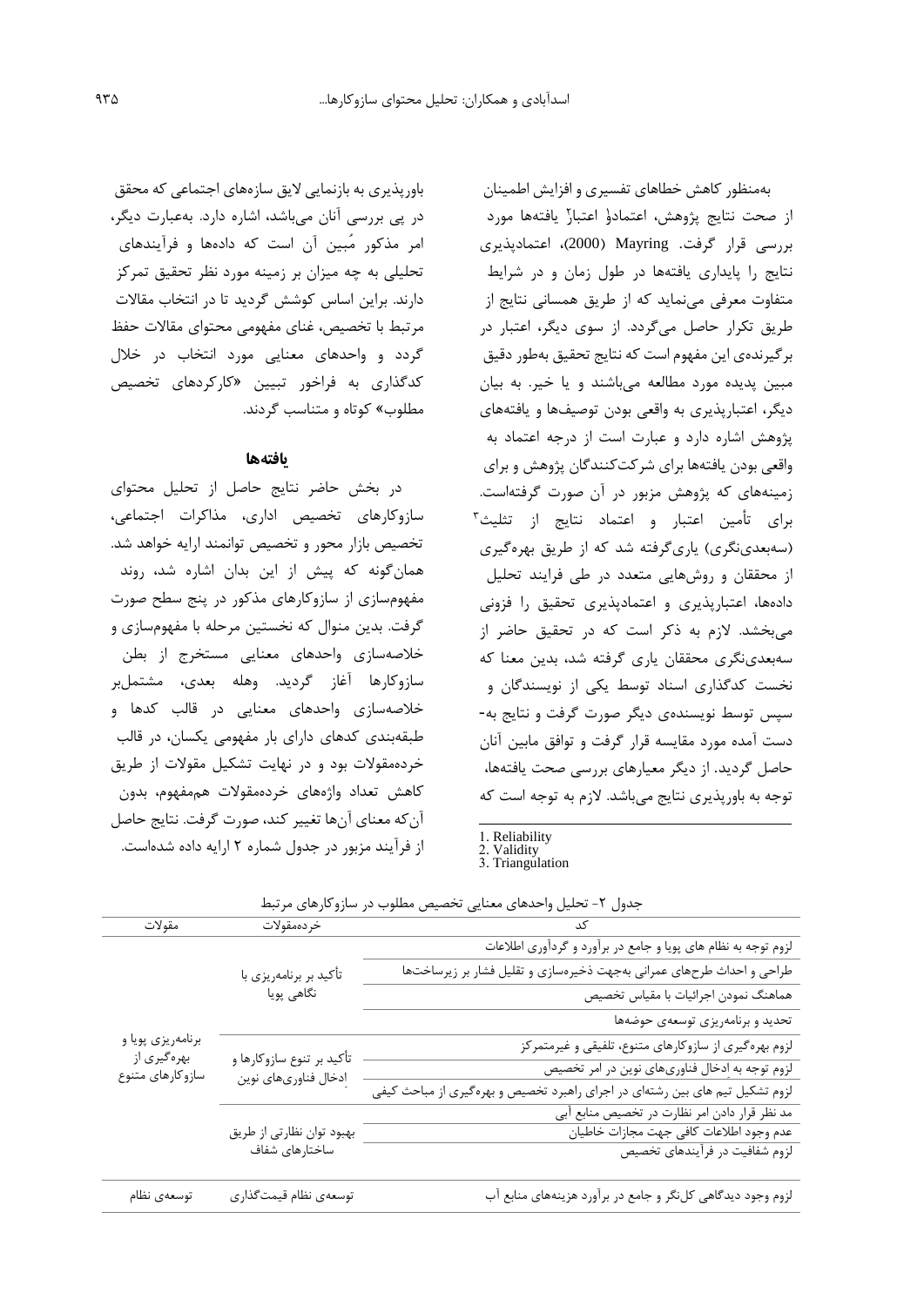به‌منظور کاهش خطاهای تفسیری و افزایش اطمینان از صحت نتایج پژوهش، اعتماد[1] و اعتبار[2] یافته‌ها مورد بررسی قرار گرفت. Mayring (2000)، اعتمادپذیری نتایج را پایداری یافته‌ها در طول زمان و در شرایط متفاوت معرفی می‌نماید که از طریق همسانی نتایج از طریق تکرار حاصل می‌گردد. از سوی دیگر، اعتبار در برگیرنده‌ی این مفهوم است که نتایج تحقیق به‌طور دقیق مبین پدیده مورد مطالعه می‌باشند و یا خیر. به بیان دیگر، اعتبارپذیری به واقعی بودن توصیف‌ها و یافته‌های پژوهش اشاره دارد و عبارت است از درجه اعتماد به واقعی بودن یافته‌ها برای شرکت‌کنندگان پژوهش و برای زمینه‌هایی که پژوهش مزبور در آن صورت گرفته‌است. برای تأمین اعتبار و اعتماد نتایج از تثلیث[3] (سه‌بعدی‌نگری) یاری‌گرفته شد که از طریق بهره‌گیری از محققان و روش‌هایی متعدد در طی فرایند تحلیل داده‌ها، اعتبارپذیری و اعتمادپذیری تحقیق را فزونی می‌بخشد. لازم به ذکر است که در تحقیق حاضر از سه‌بعدی‌نگری محققان یاری گرفته شد، بدین معنا که نخست کدگذاری اسناد توسط یکی از نویسندگان و سپس توسط نویسنده‌ی دیگر صورت گرفت و نتایج به‌دست آمده مورد مقایسه قرار گرفت و توافق مابین آنان حاصل گردید. از دیگر معیارهای بررسی صحت یافته‌ها، توجه به باورپذیری نتایج می‌باشد. لازم به توجه است که باورپذیری به بازنمایی لایق سازه‌های اجتماعی که محقق در پی بررسی آنان می‌باشد، اشاره دارد. به‌عبارت دیگر، امر مذکور مُبین آن است که داده‌ها و فرآیندهای تحلیلی به چه میزان بر زمینه مورد نظر تحقیق تمرکز دارند. براین اساس کوشش گردید تا در انتخاب مقالات مرتبط با تخصیص، غنای مفهومی محتوای مقالات حفظ گردد و واحدهای معنایی مورد انتخاب در خلال کدگذاری به فراخور تبیین «کارکردهای تخصیص مطلوب» کوتاه و متناسب گردند.

1. Reliability
2. Validity
3. Triangulation

## یافته‌ها

در بخش حاضر نتایج حاصل از تحلیل محتوای سازوکارهای تخصیص اداری، مذاکرات اجتماعی، تخصیص بازار محور و تخصیص توانمند ارایه خواهد شد. همان‌گونه که پیش از این بدان اشاره شد، روند مفهوم‌سازی از سازوکارهای مذکور در پنج سطح صورت گرفت. بدین منوال که نخستین مرحله با مفهوم‌سازی و خلاصه‌سازی واحدهای معنایی مستخرج از بطن سازوکارها آغاز گردید. وهله بعدی، مشتمل‌بر خلاصه‌سازی واحدهای معنایی در قالب کدها و طبقه‌بندی کدهای دارای بار مفهومی یکسان، در قالب خرده‌مقولات بود و در نهایت تشکیل مقولات از طریق کاهش تعداد واژه‌های خرده‌مقولات هم‌مفهوم، بدون آن‌که معنای آن‌ها تغییر کند، صورت گرفت. نتایج حاصل از فرآیند مزبور در جدول شماره ۲ ارایه داده شده‌است.

جدول ۲- تحلیل واحدهای معنایی تخصیص مطلوب در سازوکارهای مرتبط

| کد | خرده‌مقولات | مقولات |
|---|---|---|
| لزوم توجه به نظام های پویا و جامع در برآورد و گردآوری اطلاعات | تأکید بر برنامه‌ریزی با نگاهی پویا | برنامه‌ریزی پویا و بهره‌گیری از سازوکارهای متنوع |
| طراحی و احداث طرح‌های عمرانی به‌جهت ذخیره‌سازی و تقلیل فشار بر زیرساخت‌ها | | |
| هماهنگ نمودن اجرائیات با مقیاس تخصیص | | |
| تحدید و برنامه‌ریزی توسعه‌ی حوضه‌ها | | |
| لزوم بهره‌گیری از سازوکارهای متنوع، تلفیقی و غیرمتمرکز | تأکید بر تنوع سازوکارها و ادخال فناوری‌های نوین | |
| لزوم توجه به ادخال فناوری‌های نوین در امر تخصیص | | |
| لزوم تشکیل تیم های بین رشته‌ای در اجرای راهبرد تخصیص و بهره‌گیری از مباحث کیفی | | |
| مد نظر قرار دادن امر نظارت در تخصیص منابع آبی | بهبود توان نظارتی از طریق ساختارهای شفاف | |
| عدم وجود اطلاعات کافی جهت مجازات خاطیان | | |
| لزوم شفافیت در فرآیندهای تخصیص | | |
| لزوم وجود دیدگاهی کل‌نگر و جامع در برآورد هزینه‌های منابع آب | توسعه‌ی نظام قیمت‌گذاری | توسعه‌ی نظام |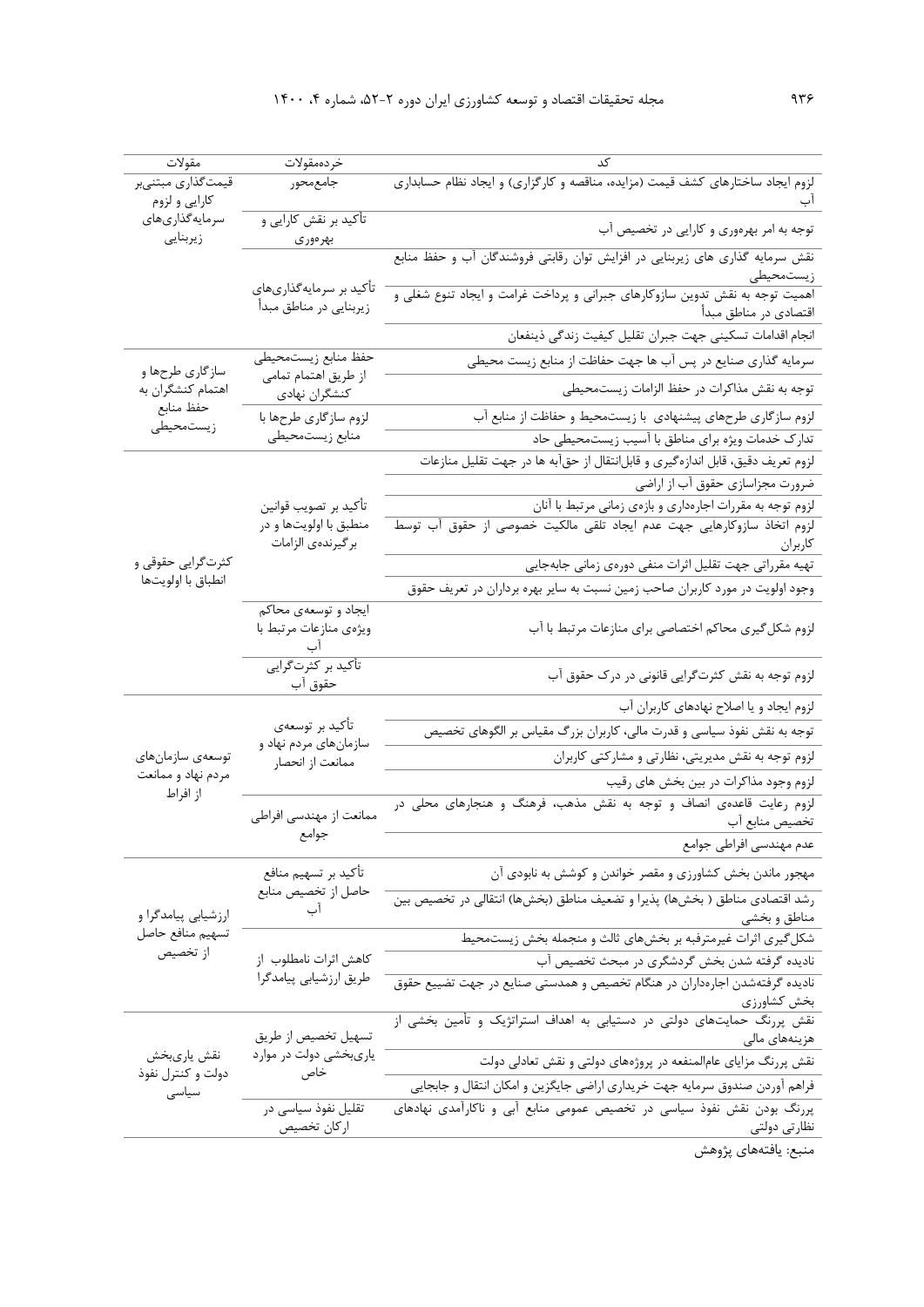| مقولات | خرده‌مقولات | کد |
|---|---|---|
| قیمت‌گذاری مبتنی‌بر کارایی و لزوم سرمایه‌گذاری‌های زیربنایی | جامع‌محور | لزوم ایجاد ساختارهای کشف قیمت (مزایده، مناقصه و کارگزاری) و ایجاد نظام حسابداری آب |
| | تأکید بر نقش کارایی و بهره‌وری | توجه به امر بهره‌وری و کارایی در تخصیص آب |
| | تأکید بر سرمایه‌گذاری‌های زیربنایی در مناطق مبدأ | نقش سرمایه گذاری های زیربنایی در افزایش توان رقابتی فروشندگان آب و حفظ منابع زیست‌محیطی |
| | | اهمیت توجه به نقش تدوین سازوکارهای جبرانی و پرداخت غرامت و ایجاد تنوع شغلی و اقتصادی در مناطق مبدأ |
| | | انجام اقدامات تسکینی جهت جبران تقلیل کیفیت زندگی ذینفعان |
| سازگاری طرح‌ها و اهتمام کنشگران به حفظ منابع زیست‌محیطی | حفظ منابع زیست‌محیطی از طریق اهتمام تمامی کنشگران نهادی | سرمایه گذاری صنایع در پس آب ها جهت حفاظت از منابع زیست محیطی |
| | | توجه به نقش مذاکرات در حفظ الزامات زیست‌محیطی |
| | لزوم سازگاری طرح‌ها با منابع زیست‌محیطی | لزوم سازگاری طرح‌های پیشنهادی با زیست‌محیط و حفاظت از منابع آب |
| | | تدارک خدمات ویژه برای مناطق با آسیب زیست‌محیطی حاد |
| کثرت‌گرایی حقوقی و انطباق با اولویت‌ها | تأکید بر تصویب قوانین منطبق با اولویت‌ها و در برگیرنده‌ی الزامات | لزوم تعریف دقیق، قابل اندازه‌گیری و قابل‌انتقال از حق‌آبه ها در جهت تقلیل منازعات |
| | | ضرورت مجزاسازی حقوق آب از اراضی |
| | | لزوم توجه به مقررات اجاره‌داری و بازه‌ی زمانی مرتبط با آنان |
| | | لزوم اتخاذ سازوکارهایی جهت عدم ایجاد تلقی مالکیت خصوصی از حقوق آب توسط کاربران |
| | | تهیه مقرراتی جهت تقلیل اثرات منفی دوره‌ی زمانی جابه‌جایی |
| | | وجود اولویت در مورد کاربران صاحب زمین نسبت به سایر بهره برداران در تعریف حقوق |
| | ایجاد و توسعه‌ی محاکم ویژه‌ی منازعات مرتبط با آب | لزوم شکل‌گیری محاکم اختصاصی برای منازعات مرتبط با آب |
| | تأکید بر کثرت‌گرایی حقوق آب | لزوم توجه به نقش کثرت‌گرایی قانونی در درک حقوق آب |
| توسعه‌ی سازمان‌های مردم نهاد و ممانعت از افراط | تأکید بر توسعه‌ی سازمان‌های مردم نهاد و ممانعت از انحصار | لزوم ایجاد و یا اصلاح نهادهای کاربران آب |
| | | توجه به نقش نفوذ سیاسی و قدرت مالی، کاربران بزرگ مقیاس بر الگوهای تخصیص |
| | | لزوم توجه به نقش مدیریتی، نظارتی و مشارکتی کاربران |
| | | لزوم وجود مذاکرات در بین بخش های رقیب |
| | ممانعت از مهندسی افراطی جوامع | لزوم رعایت قاعده‌ی انصاف و توجه به نقش مذهب، فرهنگ و هنجارهای محلی در تخصیص منابع آب |
| | | عدم مهندسی افراطی جوامع |
| ارزشیابی پیامدگرا و تسهیم منافع حاصل از تخصیص | تأکید بر تسهیم منافع حاصل از تخصیص منابع آب | مهجور ماندن بخش کشاورزی و مقصر خواندن و کوشش به نابودی آن |
| | | رشد اقتصادی مناطق ( بخش‌ها) پذیرا و تضعیف مناطق (بخش‌ها) انتقالی در تخصیص بین مناطق و بخشی |
| | کاهش اثرات نامطلوب از طریق ارزشیابی پیامدگرا | شکل‌گیری اثرات غیرمترقبه بر بخش‌های ثالث و منجمله بخش زیست‌محیط |
| | | نادیده گرفته شدن بخش گردشگری در مبحث تخصیص آب |
| | | نادیده گرفته‌شدن اجاره‌داران در هنگام تخصیص و همدستی صنایع در جهت تضییع حقوق بخش کشاورزی |
| نقش یاری‌بخش دولت و کنترل نفوذ سیاسی | تسهیل تخصیص از طریق یاری‌بخشی دولت در موارد خاص | نقش پررنگ حمایت‌های دولتی در دستیابی به اهداف استراتژیک و تأمین بخشی از هزینه‌های مالی |
| | | نقش پررنگ مزایای عام‌المنفعه در پروژه‌های دولتی و نقش تعادلی دولت |
| | | فراهم آوردن صندوق سرمایه جهت خریداری اراضی جایگزین و امکان انتقال و جابجایی |
| | تقلیل نفوذ سیاسی در ارکان تخصیص | پررنگ بودن نقش نفوذ سیاسی در تخصیص عمومی منابع آبی و ناکارآمدی نهادهای نظارتی دولتی |

منبع: یافته‌های پژوهش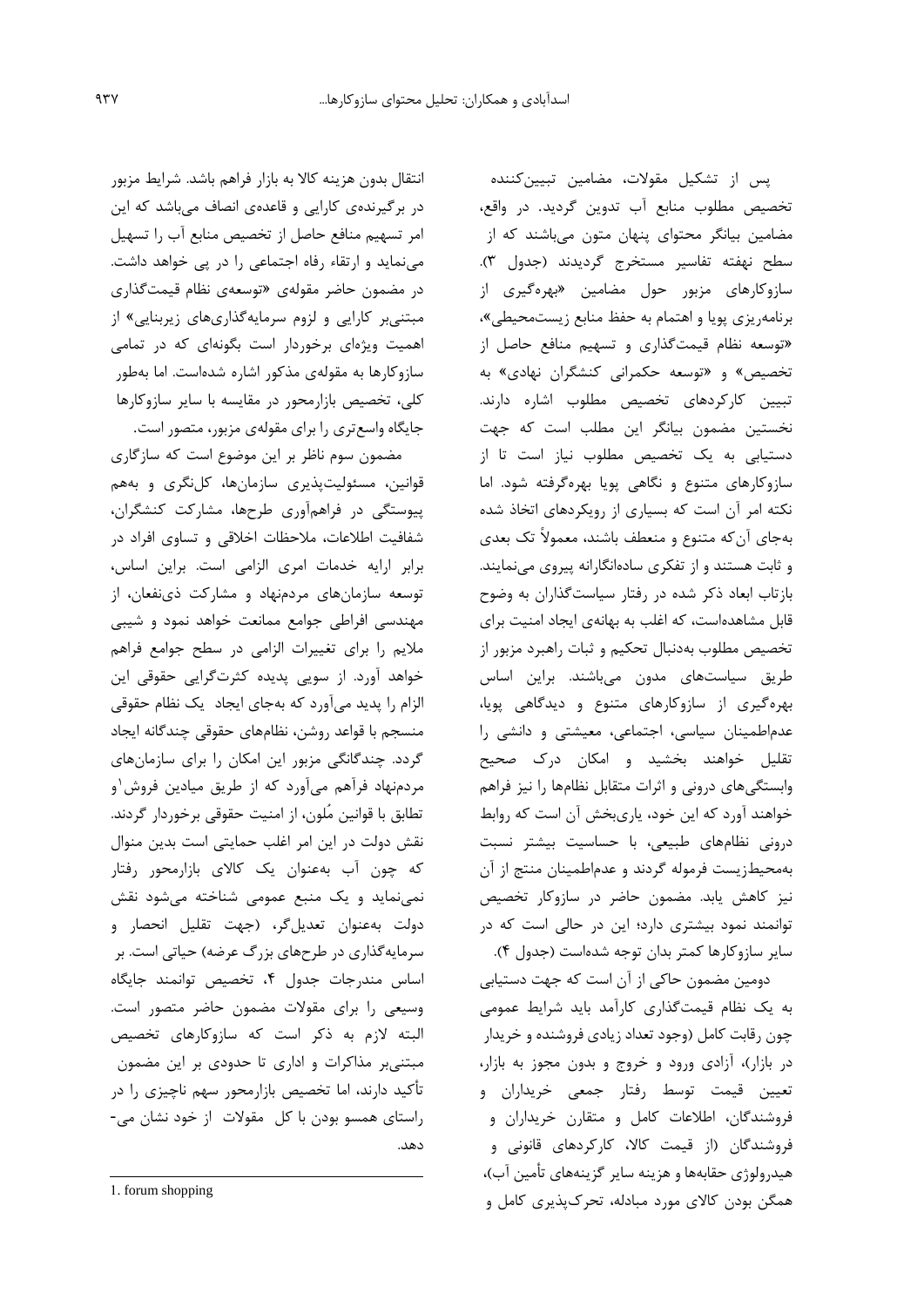پس از تشکیل مقولات، مضامین تبیین‌کننده تخصیص مطلوب منابع آب تدوین گردید. در واقع، مضامین بیانگر محتوای پنهان متون می‌باشند که از سطح نهفته تفاسیر مستخرج گردیدند (جدول ۳). سازوکارهای مزبور حول مضامین «بهره‌گیری از برنامه‌ریزی پویا و اهتمام به حفظ منابع زیست‌محیطی»، «توسعه نظام قیمت‌گذاری و تسهیم منافع حاصل از تخصیص» و «توسعه حکمرانی کنشگران نهادی» به تبیین کارکردهای تخصیص مطلوب اشاره دارند. نخستین مضمون بیانگر این مطلب است که جهت دستیابی به یک تخصیص مطلوب نیاز است تا از سازوکارهای متنوع و نگاهی پویا بهره‌گرفته شود. اما نکته امر آن است که بسیاری از رویکردهای اتخاذ شده به‌جای آن‌که متنوع و منعطف باشند، معمولاً تک بعدی و ثابت هستند و از تفکری ساده‌انگارانه پیروی می‌نمایند. بازتاب ابعاد ذکر شده در رفتار سیاست‌گذاران به وضوح قابل مشاهده‌است، که اغلب به بهانه‌ی ایجاد امنیت برای تخصیص مطلوب به‌دنبال تحکیم و ثبات راهبرد مزبور از طریق سیاست‌های مدون می‌باشند. براین اساس بهره‌گیری از سازوکارهای متنوع و دیدگاهی پویا، عدم‌اطمینان سیاسی، اجتماعی، معیشتی و دانشی را تقلیل خواهند بخشید و امکان درک صحیح وابستگی‌های درونی و اثرات متقابل نظام‌ها را نیز فراهم خواهند آورد که این خود، یاری‌بخش آن است که روابط درونی نظام‌های طبیعی، با حساسیت بیشتر نسبت به‌محیط‌زیست فرموله گردند و عدم‌اطمینان منتج از آن نیز کاهش یابد. مضمون حاضر در سازوکار تخصیص توانمند نمود بیشتری دارد؛ این در حالی است که در سایر سازوکارها کمتر بدان توجه شده‌است (جدول ۴).

دومین مضمون حاکی از آن است که جهت دستیابی به یک نظام قیمت‌گذاری کارآمد باید شرایط عمومی چون رقابت کامل (وجود تعداد زیادی فروشنده و خریدار در بازار)، آزادی ورود و خروج و بدون مجوز به بازار، تعیین قیمت توسط رفتار جمعی خریداران و فروشندگان، اطلاعات کامل و متقارن خریداران و فروشندگان (از قیمت کالا، کارکردهای قانونی و هیدرولوژی حقابه‌ها و هزینه سایر گزینه‌های تأمین آب)، همگن بودن کالای مورد مبادله، تحرک‌پذیری کامل و انتقال بدون هزینه کالا به بازار فراهم باشد. شرایط مزبور در برگیرنده‌ی کارایی و قاعده‌ی انصاف می‌باشد که این امر تسهیم منافع حاصل از تخصیص منابع آب را تسهیل می‌نماید و ارتقاء رفاه اجتماعی را در پی خواهد داشت. در مضمون حاضر مقوله‌ی «توسعه‌ی نظام قیمت‌گذاری مبتنی‌بر کارایی و لزوم سرمایه‌گذاری‌های زیربنایی» از اهمیت ویژه‌ای برخوردار است بگونه‌ای که در تمامی سازوکارها به مقوله‌ی مذکور اشاره شده‌است. اما به‌طور کلی، تخصیص بازارمحور در مقایسه با سایر سازوکارها جایگاه واسع‌تری را برای مقوله‌ی مزبور، متصور است.

مضمون سوم ناظر بر این موضوع است که سازگاری قوانین، مسئولیت‌پذیری سازمان‌ها، کل‌نگری و به‌هم پیوستگی در فراهم‌آوری طرح‌ها، مشارکت کنشگران، شفافیت اطلاعات، ملاحظات اخلاقی و تساوی افراد در برابر ارایه خدمات امری الزامی است. براین اساس، توسعه سازمان‌های مردم‌نهاد و مشارکت ذی‌نفعان، از مهندسی افراطی جوامع ممانعت خواهد نمود و شیبی ملایم را برای تغییرات الزامی در سطح جوامع فراهم خواهد آورد. از سویی پدیده کثرت‌گرایی حقوقی این الزام را پدید می‌آورد که به‌جای ایجاد یک نظام حقوقی منسجم با قواعد روشن، نظام‌های حقوقی چندگانه ایجاد گردد. چندگانگی مزبور این امکان را برای سازمان‌های مردم‌نهاد فراهم می‌آورد که از طریق میادین فروش[1] و تطابق با قوانین مُلون، از امنیت حقوقی برخوردار گردند. نقش دولت در این امر اغلب حمایتی است بدین منوال که چون آب به‌عنوان یک کالای بازارمحور رفتار نمی‌نماید و یک منبع عمومی شناخته می‌شود نقش دولت به‌عنوان تعدیل‌گر، (جهت تقلیل انحصار و سرمایه‌گذاری در طرح‌های بزرگ عرضه) حیاتی است. بر اساس مندرجات جدول ۴، تخصیص توانمند جایگاه وسیعی را برای مقولات مضمون حاضر متصور است. البته لازم به ذکر است که سازوکارهای تخصیص مبتنی‌بر مذاکرات و اداری تا حدودی بر این مضمون تأکید دارند، اما تخصیص بازارمحور سهم ناچیزی را در راستای همسو بودن با کل مقولات از خود نشان می‌دهد.

1. forum shopping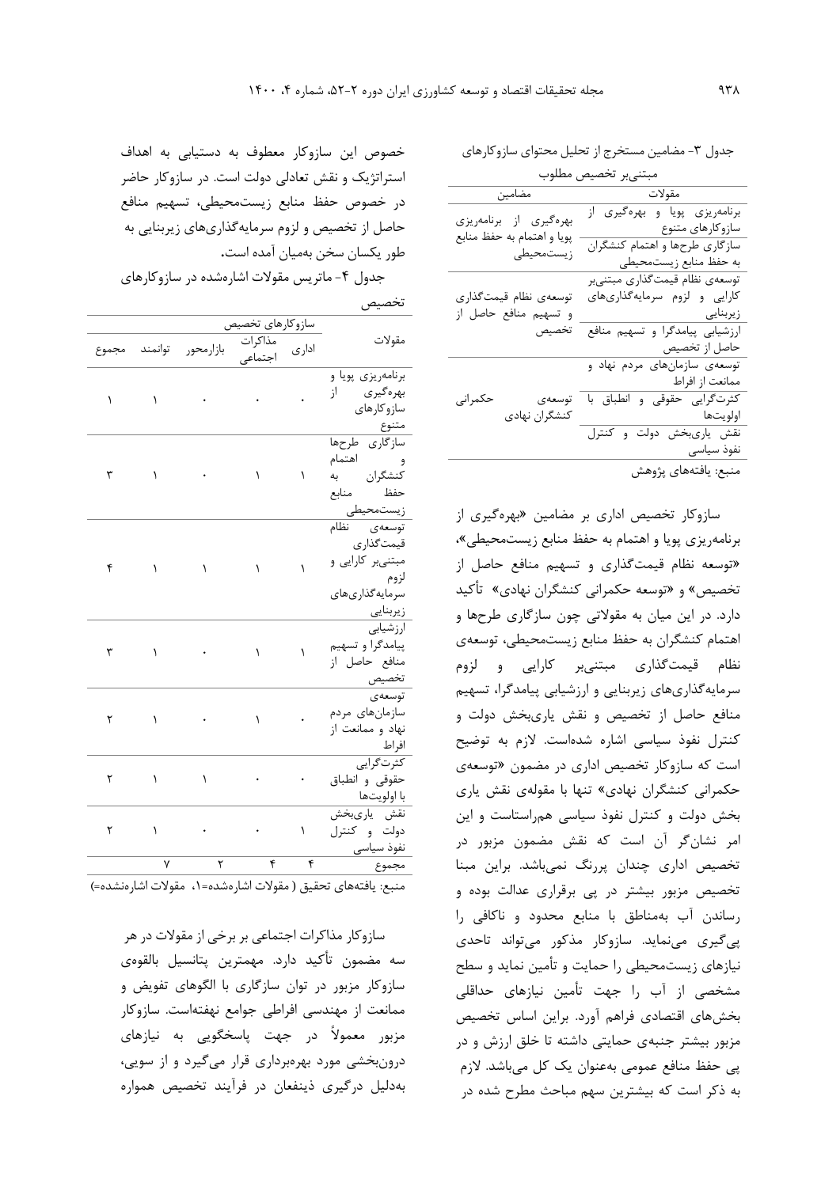جدول ۳- مضامین مستخرج از تحلیل محتوای سازوکارهای مبتنی‌بر تخصیص مطلوب

| مقولات | مضامین |
|---|---|
| برنامه‌ریزی پویا و بهره‌گیری از سازوکارهای متنوع | بهره‌گیری از برنامه‌ریزی پویا و اهتمام به حفظ منابع زیست‌محیطی |
| سازگاری طرح‌ها و اهتمام کنشگران به حفظ منابع زیست‌محیطی | |
| توسعه‌ی نظام قیمت‌گذاری مبتنی‌بر کارایی و لزوم سرمایه‌گذاری‌های زیربنایی | توسعه‌ی نظام قیمت‌گذاری و تسهیم منافع حاصل از تخصیص |
| ارزشیابی پیامدگرا و تسهیم منافع حاصل از تخصیص | |
| توسعه‌ی سازمان‌های مردم نهاد و ممانعت از افراط | توسعه‌ی حکمرانی کنشگران نهادی |
| کثرت‌گرایی حقوقی و انطباق با اولویت‌ها | |
| نقش یاری‌بخش دولت و کنترل نفوذ سیاسی | |

منبع: یافته‌های پژوهش

سازوکار تخصیص اداری بر مضامین «بهره‌گیری از برنامه‌ریزی پویا و اهتمام به حفظ منابع زیست‌محیطی»، «توسعه نظام قیمت‌گذاری و تسهیم منافع حاصل از تخصیص» و «توسعه حکمرانی کنشگران نهادی» تأکید دارد. در این میان به مقولاتی چون سازگاری طرح‌ها و اهتمام کنشگران به حفظ منابع زیست‌محیطی، توسعه‌ی نظام قیمت‌گذاری مبتنی‌بر کارایی و لزوم سرمایه‌گذاری‌های زیربنایی و ارزشیابی پیامدگرا، تسهیم منافع حاصل از تخصیص و نقش یاری‌بخش دولت و کنترل نفوذ سیاسی اشاره شده‌است. لازم به توضیح است که سازوکار تخصیص اداری در مضمون «توسعه‌ی حکمرانی کنشگران نهادی» تنها با مقوله‌ی نقش یاری بخش دولت و کنترل نفوذ سیاسی هم‌راستاست و این امر نشان‌گر آن است که نقش مضمون مزبور در تخصیص اداری چندان پررنگ نمی‌باشد. براین مبنا تخصیص مزبور بیشتر در پی برقراری عدالت بوده و رساندن آب به‌مناطق با منابع محدود و ناکافی را پی‌گیری می‌نماید. سازوکار مذکور می‌تواند تاحدی نیازهای زیست‌محیطی را حمایت و تأمین نماید و سطح مشخصی از آب را جهت تأمین نیازهای حداقلی بخش‌های اقتصادی فراهم آورد. براین اساس تخصیص مزبور بیشتر جنبه‌ی حمایتی داشته تا خلق ارزش و در پی حفظ منافع عمومی به‌عنوان یک کل می‌باشد. لازم به ذکر است که بیشترین سهم مباحث مطرح شده در خصوص این سازوکار معطوف به دستیابی به اهداف استراتژیک و نقش تعادلی دولت است. در سازوکار حاضر در خصوص حفظ منابع زیست‌محیطی، تسهیم منافع حاصل از تخصیص و لزوم سرمایه‌گذاری‌های زیربنایی به طور یکسان سخن به‌میان آمده است.

جدول ۴- ماتریس مقولات اشاره‌شده در سازوکارهای تخصیص

| مقولات | سازوکارهای تخصیص | | | | |
|---|---|---|---|---|---|
| | اداری | مذاکرات اجتماعی | بازارمحور | توانمند | مجموع |
| برنامه‌ریزی پویا و بهره‌گیری از سازوکارهای متنوع | ۰ | ۰ | ۰ | ۱ | ۱ |
| سازگاری طرح‌ها و اهتمام کنشگران به حفظ منابع زیست‌محیطی | ۱ | ۱ | ۰ | ۱ | ۳ |
| توسعه‌ی نظام قیمت‌گذاری مبتنی‌بر کارایی و لزوم سرمایه‌گذاری‌های زیربنایی | ۱ | ۱ | ۱ | ۱ | ۴ |
| ارزشیابی پیامدگرا و تسهیم منافع حاصل از تخصیص | ۱ | ۱ | ۰ | ۱ | ۳ |
| توسعه‌ی سازمان‌های مردم نهاد و ممانعت از افراط | ۰ | ۱ | ۰ | ۱ | ۲ |
| کثرت‌گرایی حقوقی و انطباق با اولویت‌ها | ۰ | ۰ | ۱ | ۱ | ۲ |
| نقش یاری‌بخش دولت و کنترل نفوذ سیاسی | ۱ | ۰ | ۰ | ۱ | ۲ |
| مجموع | ۴ | ۴ | ۲ | ۷ | |

منبع: یافته‌های تحقیق ( مقولات اشاره‌شده=۱، مقولات اشاره‌نشده=)

سازوکار مذاکرات اجتماعی بر برخی از مقولات در هر سه مضمون تأکید دارد. مهمترین پتانسیل بالقوه‌ی سازوکار مزبور در توان سازگاری با الگوهای تفویض و ممانعت از مهندسی افراطی جوامع نهفته‌است. سازوکار مزبور معمولاً در جهت پاسخگویی به نیازهای درون‌بخشی مورد بهره‌برداری قرار می‌گیرد و از سویی، به‌دلیل درگیری ذینفعان در فرآیند تخصیص همواره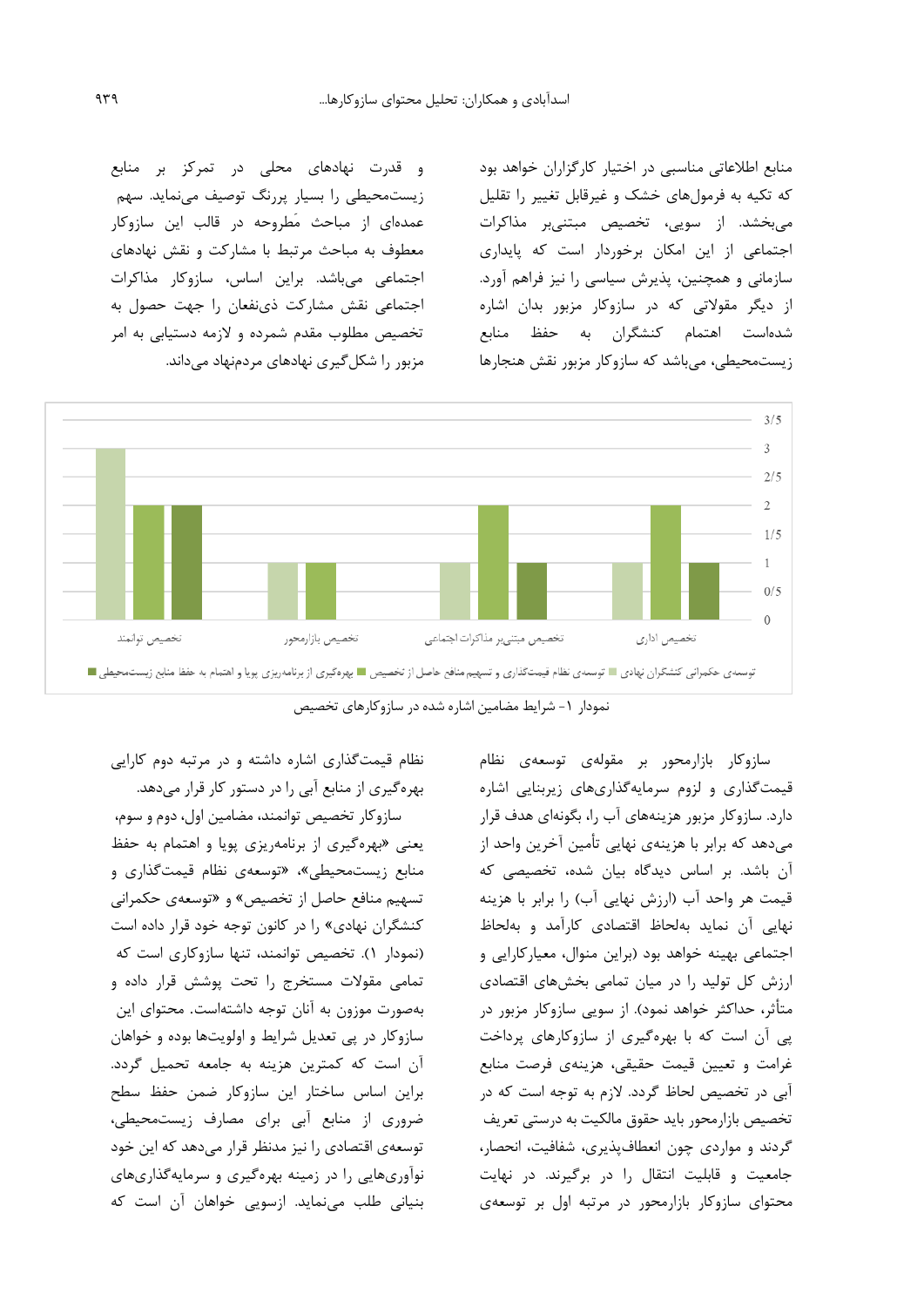منابع اطلاعاتی مناسبی در اختیار کارگزاران خواهد بود که تکیه به فرمول‌های خشک و غیرقابل تغییر را تقلیل می‌بخشد. از سویی، تخصیص مبتنی‌بر مذاکرات اجتماعی از این امکان برخوردار است که پایداری سازمانی و همچنین، پذیرش سیاسی را نیز فراهم آورد. از دیگر مقولاتی که در سازوکار مزبور بدان اشاره شده‌است اهتمام کنشگران به حفظ منابع زیست‌محیطی، می‌باشد که سازوکار مزبور نقش هنجارها و قدرت نهادهای محلی در تمرکز بر منابع زیست‌محیطی را بسیار پررنگ توصیف می‌نماید. سهم عمده‌ای از مباحث مَطروحه در قالب این سازوکار معطوف به مباحث مرتبط با مشارکت و نقش نهادهای اجتماعی می‌باشد. براین اساس، سازوکار مذاکرات اجتماعی نقش مشارکت ذی‌نفعان را جهت حصول به تخصیص مطلوب مقدم شمرده و لازمه دستیابی به امر مزبور را شکل‌گیری نهادهای مردم‌نهاد می‌داند.

3/5
3
2/5
2
1/5
1
0/5
0

تخصیص توانمند
تخصیص بازارمحور
تخصیص مبتنی‌بر مذاکرات اجتماعی
تخصیص اداری

توسعه‌ی حکمرانی کنشگران نهادی ■ توسعه‌ی نظام قیمت‌گذاری و تسهیم منافع حاصل از تخصیص ■ بهره‌گیری از برنامه‌ریزی پویا و اهتمام به حفظ منابع زیست‌محیطی ■

نمودار ۱- شرایط مضامین اشاره شده در سازوکارهای تخصیص

سازوکار بازارمحور بر مقوله‌ی توسعه‌ی نظام قیمت‌گذاری و لزوم سرمایه‌گذاری‌های زیربنایی اشاره دارد. سازوکار مزبور هزینه‌های آب را، بگونه‌ای هدف قرار می‌دهد که برابر با هزینه‌ی نهایی تأمین آخرین واحد از آن باشد. بر اساس دیدگاه بیان شده، تخصیصی که قیمت هر واحد آب (ارزش نهایی آب) را برابر با هزینه نهایی آن نماید به‌لحاظ اقتصادی کارآمد و به‌لحاظ اجتماعی بهینه خواهد بود (براین منوال، معیارکارایی و ارزش کل تولید را در میان تمامی بخش‌های اقتصادی متأثر، حداکثر خواهد نمود). از سویی سازوکار مزبور در پی آن است که با بهره‌گیری از سازوکارهای پرداخت غرامت و تعیین قیمت حقیقی، هزینه‌ی فرصت منابع آبی در تخصیص لحاظ گردد. لازم به توجه است که در تخصیص بازارمحور باید حقوق مالکیت به درستی تعریف گردند و مواردی چون انعطاف‌پذیری، شفافیت، انحصار، جامعیت و قابلیت انتقال را در برگیرند. در نهایت محتوای سازوکار بازارمحور در مرتبه اول بر توسعه‌ی نظام قیمت‌گذاری اشاره داشته و در مرتبه دوم کارایی بهره‌گیری از منابع آبی را در دستور کار قرار می‌دهد.

سازوکار تخصیص توانمند، مضامین اول، دوم و سوم، یعنی «بهره‌گیری از برنامه‌ریزی پویا و اهتمام به حفظ منابع زیست‌محیطی»، «توسعه‌ی نظام قیمت‌گذاری و تسهیم منافع حاصل از تخصیص» و «توسعه‌ی حکمرانی کنشگران نهادی» را در کانون توجه خود قرار داده است (نمودار ۱). تخصیص توانمند، تنها سازوکاری است که تمامی مقولات مستخرج را تحت پوشش قرار داده و به‌صورت موزون به آنان توجه داشته‌است. محتوای این سازوکار در پی تعدیل شرایط و اولویت‌ها بوده و خواهان آن است که کمترین هزینه به جامعه تحمیل گردد. براین اساس ساختار این سازوکار ضمن حفظ سطح ضروری از منابع آبی برای مصارف زیست‌محیطی، توسعه‌ی اقتصادی را نیز مدنظر قرار می‌دهد که این خود نوآوری‌هایی را در زمینه بهره‌گیری و سرمایه‌گذاری‌های بنیانی طلب می‌نماید. ازسویی خواهان آن است که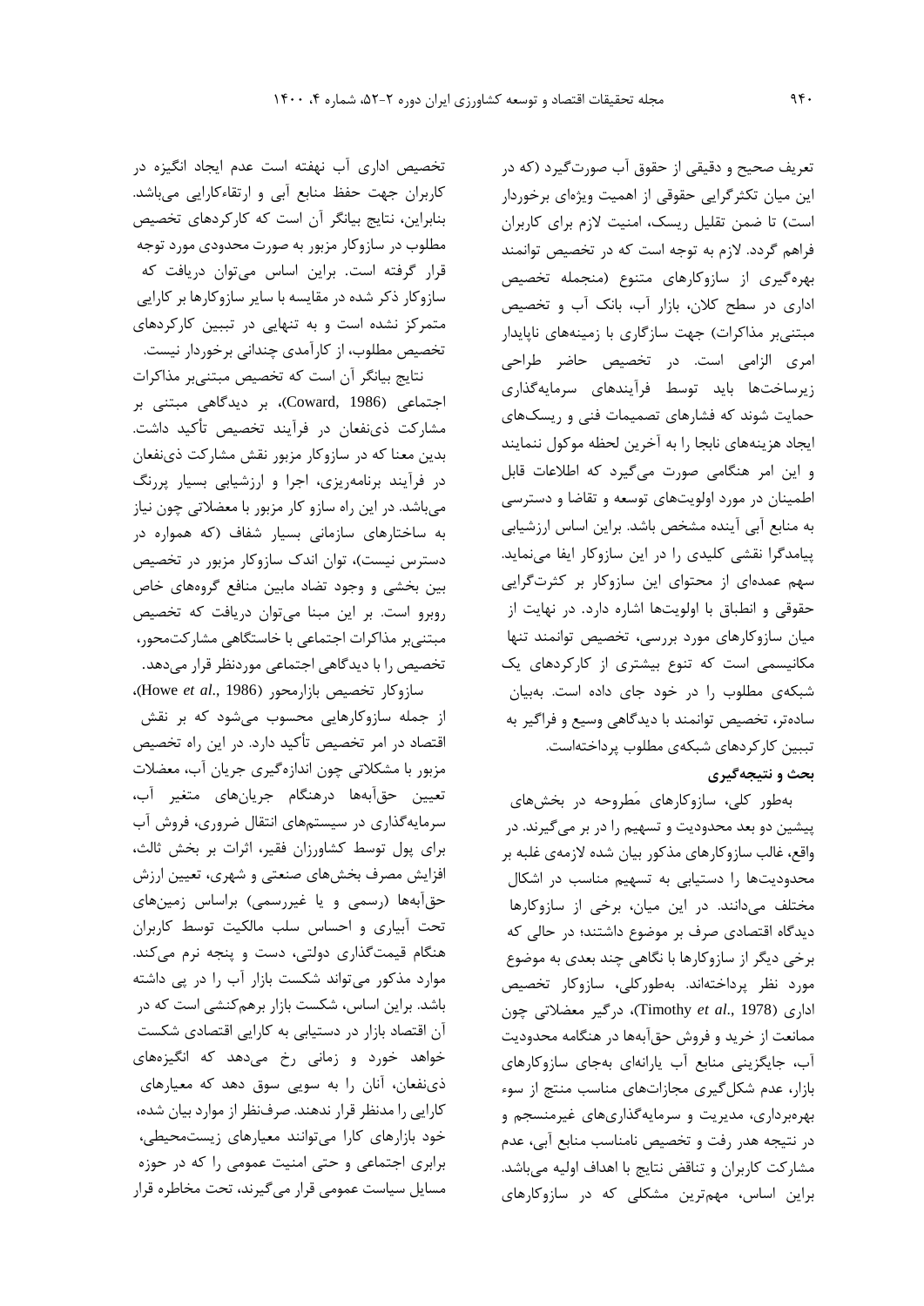تعریف صحیح و دقیقی از حقوق آب صورت‌گیرد (که در این میان تکثرگرایی حقوقی از اهمیت ویژه‌ای برخوردار است) تا ضمن تقلیل ریسک، امنیت لازم برای کاربران فراهم گردد. لازم به توجه است که در تخصیص توانمند بهره‌گیری از سازوکارهای متنوع (منجمله تخصیص اداری در سطح کلان، بازار آب، بانک آب و تخصیص مبتنی‌بر مذاکرات) جهت سازگاری با زمینه‌های ناپایدار امری الزامی است. در تخصیص حاضر طراحی زیرساخت‌ها باید توسط فرآیندهای سرمایه‌گذاری حمایت شوند که فشارهای تصمیمات فنی و ریسک‌های ایجاد هزینه‌های نابجا را به آخرین لحظه موکول ننمایند و این امر هنگامی صورت می‌گیرد که اطلاعات قابل اطمینان در مورد اولویت‌های توسعه و تقاضا و دسترسی به منابع آبی آینده مشخص باشد. براین اساس ارزشیابی پیامدگرا نقشی کلیدی را در این سازوکار ایفا می‌نماید. سهم عمده‌ای از محتوای این سازوکار بر کثرت‌گرایی حقوقی و انطباق با اولویت‌ها اشاره دارد. در نهایت از میان سازوکارهای مورد بررسی، تخصیص توانمند تنها مکانیسمی است که تنوع بیشتری از کارکردهای یک شبکه‌ی مطلوب را در خود جای داده است. به‌بیان ساده‌تر، تخصیص توانمند با دیدگاهی وسیع و فراگیر به تبیین کارکردهای شبکه‌ی مطلوب پرداخته‌است.

## بحث و نتیجه‌گیری

به‌طور کلی، سازوکارهای مَطروحه در بخش‌های پیشین دو بعد محدودیت و تسهیم را در بر می‌گیرند. در واقع، غالب سازوکارهای مذکور بیان شده لازمه‌ی غلبه بر محدودیت‌ها را دستیابی به تسهیم مناسب در اشکال مختلف می‌دانند. در این میان، برخی از سازوکارها دیدگاه اقتصادی صرف بر موضوع داشتند؛ در حالی که برخی دیگر از سازوکارها با نگاهی چند بعدی به موضوع مورد نظر پرداخته‌اند. به‌طورکلی، سازوکار تخصیص اداری (Timothy *et al*., 1978)، درگیر معضلاتی چون ممانعت از خرید و فروش حق‌آبه‌ها در هنگامه محدودیت آب، جایگزینی منابع آب یارانه‌ای به‌جای سازوکارهای بازار، عدم شکل‌گیری مجازات‌های مناسب منتج از سوء بهره‌برداری، مدیریت و سرمایه‌گذاری‌های غیرمنسجم و در نتیجه هدر رفت و تخصیص نامناسب منابع آبی، عدم مشارکت کاربران و تناقض نتایج با اهداف اولیه می‌باشد. براین اساس، مهم‌ترین مشکلی که در سازوکارهای تخصیص اداری آب نهفته است عدم ایجاد انگیزه در کاربران جهت حفظ منابع آبی و ارتقاءکارایی می‌باشد. بنابراین، نتایج بیانگر آن است که کارکردهای تخصیص مطلوب در سازوکار مزبور به صورت محدودی مورد توجه قرار گرفته است. براین اساس می‌توان دریافت که سازوکار ذکر شده در مقایسه با سایر سازوکارها بر کارایی متمرکز نشده است و به تنهایی در تبیین کارکردهای تخصیص مطلوب، از کارآمدی چندانی برخوردار نیست.

نتایج بیانگر آن است که تخصیص مبتنی‌بر مذاکرات اجتماعی (Coward, 1986)، بر دیدگاهی مبتنی بر مشارکت ذی‌نفعان در فرآیند تخصیص تأکید داشت. بدین معنا که در سازوکار مزبور نقش مشارکت ذی‌نفعان در فرآیند برنامه‌ریزی، اجرا و ارزشیابی بسیار پررنگ می‌باشد. در این راه سازو کار مزبور با معضلاتی چون نیاز به ساختارهای سازمانی بسیار شفاف (که همواره در دسترس نیست)، توان اندک سازوکار مزبور در تخصیص بین بخشی و وجود تضاد مابین منافع گروه‌های خاص روبرو است. بر این مبنا می‌توان دریافت که تخصیص مبتنی‌بر مذاکرات اجتماعی با خاستگاهی مشارکت‌محور، تخصیص را با دیدگاهی اجتماعی موردنظر قرار می‌دهد.

سازوکار تخصیص بازارمحور (Howe *et al*., 1986)، از جمله سازوکارهایی محسوب می‌شود که بر نقش اقتصاد در امر تخصیص تأکید دارد. در این راه تخصیص مزبور با مشکلاتی چون اندازه‌گیری جریان آب، معضلات تعیین حق‌آبه‌ها درهنگام جریان‌های متغیر آب، سرمایه‌گذاری در سیستم‌های انتقال ضروری، فروش آب برای پول توسط کشاورزان فقیر، اثرات بر بخش ثالث، افزایش مصرف بخش‌های صنعتی و شهری، تعیین ارزش حق‌آبه‌ها (رسمی و یا غیررسمی) براساس زمین‌های تحت آبیاری و احساس سلب مالکیت توسط کاربران هنگام قیمت‌گذاری دولتی، دست و پنجه نرم می‌کند. موارد مذکور می‌تواند شکست بازار آب را در پی داشته باشد. براین اساس، شکست بازار برهم‌کنشی است که در آن اقتصاد بازار در دستیابی به کارایی اقتصادی شکست خواهد خورد و زمانی رخ می‌دهد که انگیزه‌های ذی‌نفعان، آنان را به سویی سوق دهد که معیارهای کارایی را مدنظر قرار ندهند. صرف‌نظر از موارد بیان شده، خود بازارهای کارا می‌توانند معیارهای زیست‌محیطی، برابری اجتماعی و حتی امنیت عمومی را که در حوزه مسایل سیاست عمومی قرار می‌گیرند، تحت مخاطره قرار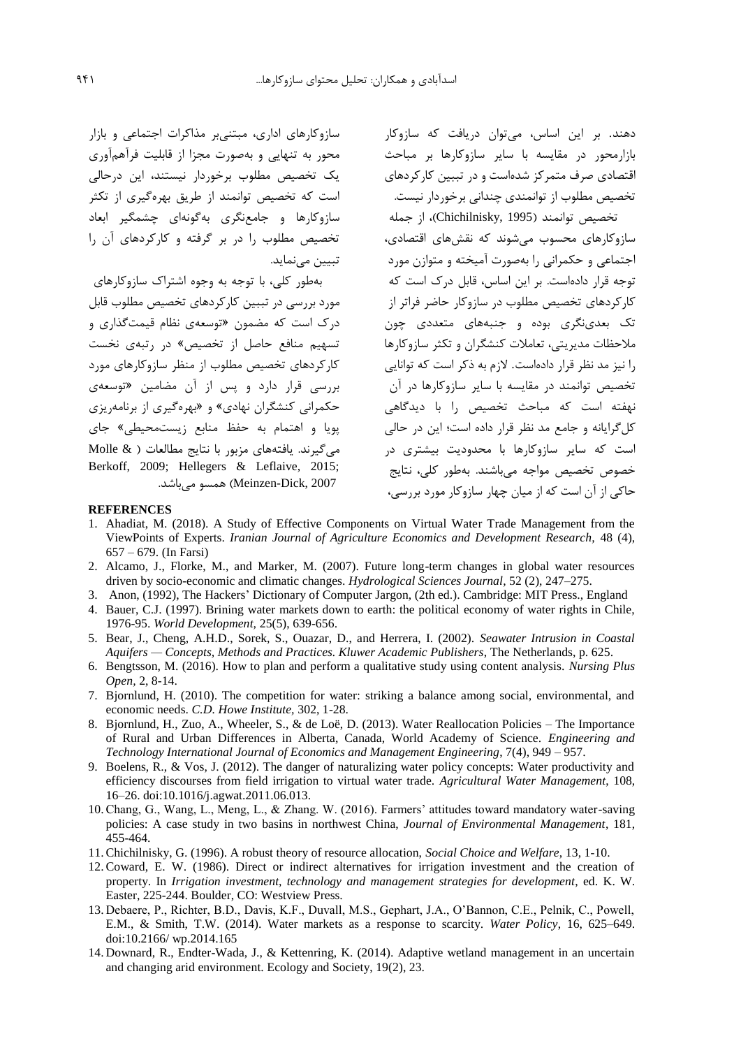دهند. بر این اساس، می‌توان دریافت که سازوکار بازارمحور در مقایسه با سایر سازوکارها بر مباحث اقتصادی صرف متمرکز شده‌است و در تبیین کارکردهای تخصیص مطلوب از توانمندی چندانی برخوردار نیست.

تخصیص توانمند (Chichilnisky, 1995)، از جمله سازوکارهای محسوب می‌شوند که نقش‌های اقتصادی، اجتماعی و حکمرانی را به‌صورت آمیخته و متوازن مورد توجه قرار داده‌است. بر این اساس، قابل درک است که کارکردهای تخصیص مطلوب در سازوکار حاضر فراتر از تک بعدی‌نگری بوده و جنبه‌های متعددی چون ملاحظات مدیریتی، تعاملات کنشگران و تکثر سازوکارها را نیز مد نظر قرار داده‌است. لازم به ذکر است که توانایی تخصیص توانمند در مقایسه با سایر سازوکارها در آن نهفته است که مباحث تخصیص را با دیدگاهی کل‌گرایانه و جامع مد نظر قرار داده است؛ این در حالی است که سایر سازوکارها با محدودیت بیشتری در خصوص تخصیص مواجه می‌باشند. به‌طور کلی، نتایج حاکی از آن است که از میان چهار سازوکار مورد بررسی، سازوکارهای اداری، مبتنی‌بر مذاکرات اجتماعی و بازار محور به تنهایی و به‌صورت مجزا از قابلیت فراهم‌آوری یک تخصیص مطلوب برخوردار نیستند، این درحالی است که تخصیص توانمند از طریق بهره‌گیری از تکثر سازوکارها و جامع‌نگری به‌گونه‌ای چشمگیر ابعاد تخصیص مطلوب را در بر گرفته و کارکردهای آن را تبیین می‌نماید.

به‌طور کلی، با توجه به وجوه اشتراک سازوکارهای مورد بررسی در تبیین کارکردهای تخصیص مطلوب قابل درک است که مضمون «توسعه‌ی نظام قیمت‌گذاری و تسهیم منافع حاصل از تخصیص» در رتبه‌ی نخست کارکردهای تخصیص مطلوب از منظر سازوکارهای مورد بررسی قرار دارد و پس از آن مضامین «توسعه‌ی حکمرانی کنشگران نهادی» و «بهره‌گیری از برنامه‌ریزی پویا و اهتمام به حفظ منابع زیست‌محیطی» جای می‌گیرند. یافته‌های مزبور با نتایج مطالعات (Molle & Berkoff, 2009; Hellegers & Leflaive, 2015; Meinzen-Dick, 2007) همسو می‌باشد.

## REFERENCES

1. Ahadiat, M. (2018). A Study of Effective Components on Virtual Water Trade Management from the ViewPoints of Experts. *Iranian Journal of Agriculture Economics and Development Research*, 48 (4), 657 – 679. (In Farsi)
2. Alcamo, J., Florke, M., and Marker, M. (2007). Future long-term changes in global water resources driven by socio-economic and climatic changes. *Hydrological Sciences Journal*, 52 (2), 247–275.
3. Anon, (1992), The Hackers' Dictionary of Computer Jargon, (2th ed.). Cambridge: MIT Press., England
4. Bauer, C.J. (1997). Brining water markets down to earth: the political economy of water rights in Chile, 1976-95. *World Development*, 25(5), 639-656.
5. Bear, J., Cheng, A.H.D., Sorek, S., Ouazar, D., and Herrera, I. (2002). *Seawater Intrusion in Coastal Aquifers — Concepts, Methods and Practices. Kluwer Academic Publishers*, The Netherlands, p. 625.
6. Bengtsson, M. (2016). How to plan and perform a qualitative study using content analysis. *Nursing Plus Open*, 2, 8-14.
7. Bjornlund, H. (2010). The competition for water: striking a balance among social, environmental, and economic needs. *C.D. Howe Institute*, 302, 1-28.
8. Bjornlund, H., Zuo, A., Wheeler, S., & de Loë, D. (2013). Water Reallocation Policies – The Importance of Rural and Urban Differences in Alberta, Canada, World Academy of Science. *Engineering and Technology International Journal of Economics and Management Engineering*, 7(4), 949 – 957.
9. Boelens, R., & Vos, J. (2012). The danger of naturalizing water policy concepts: Water productivity and efficiency discourses from field irrigation to virtual water trade. *Agricultural Water Management*, 108, 16–26. doi:10.1016/j.agwat.2011.06.013.
10. Chang, G., Wang, L., Meng, L., & Zhang. W. (2016). Farmers' attitudes toward mandatory water-saving policies: A case study in two basins in northwest China, *Journal of Environmental Management*, 181, 455-464.
11. Chichilnisky, G. (1996). A robust theory of resource allocation, *Social Choice and Welfare*, 13, 1-10.
12. Coward, E. W. (1986). Direct or indirect alternatives for irrigation investment and the creation of property. In *Irrigation investment, technology and management strategies for development*, ed. K. W. Easter, 225-244. Boulder, CO: Westview Press.
13. Debaere, P., Richter, B.D., Davis, K.F., Duvall, M.S., Gephart, J.A., O'Bannon, C.E., Pelnik, C., Powell, E.M., & Smith, T.W. (2014). Water markets as a response to scarcity. *Water Policy*, 16, 625–649. doi:10.2166/ wp.2014.165
14. Downard, R., Endter-Wada, J., & Kettenring, K. (2014). Adaptive wetland management in an uncertain and changing arid environment. Ecology and Society, 19(2), 23.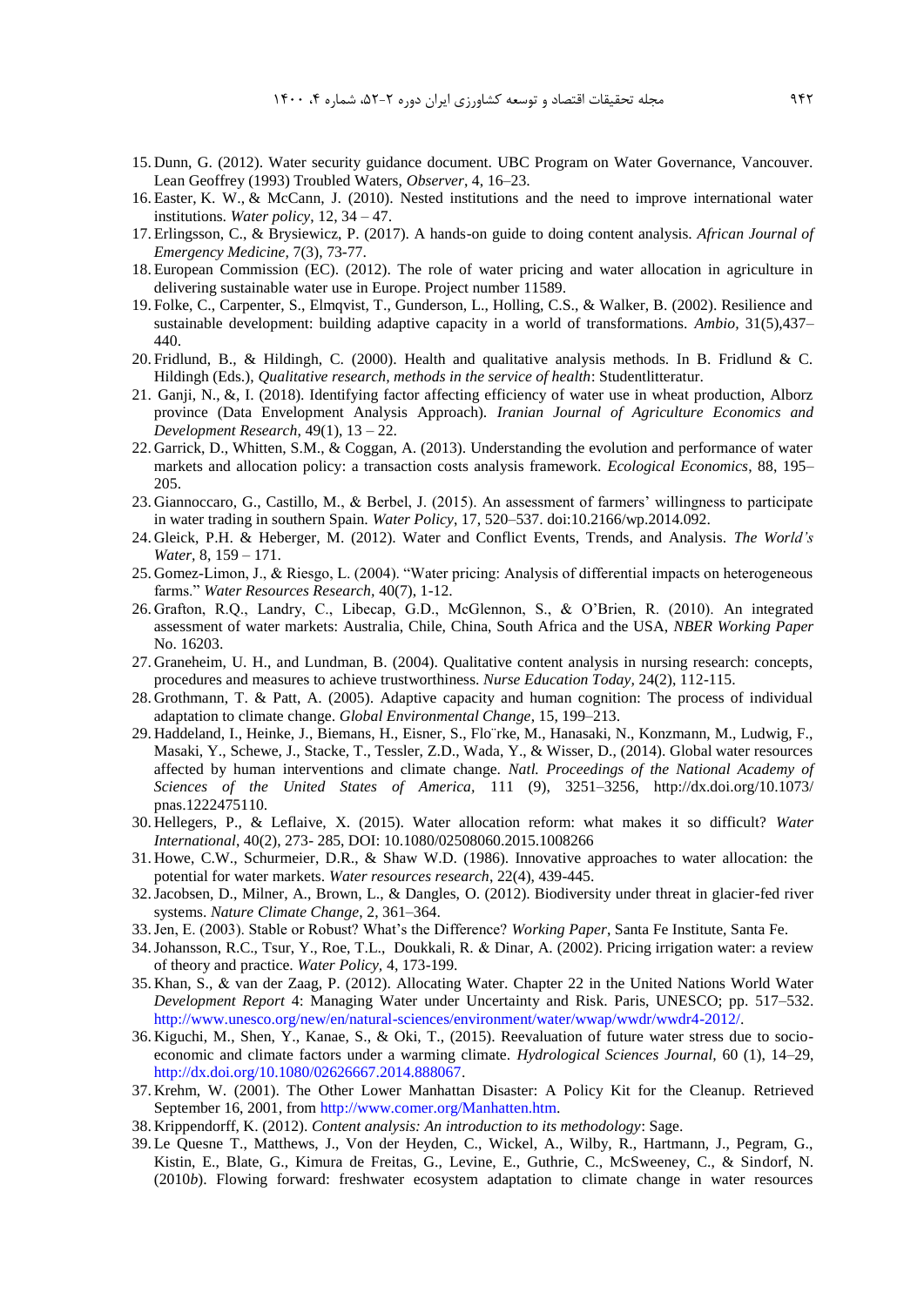15. Dunn, G. (2012). Water security guidance document. UBC Program on Water Governance, Vancouver. Lean Geoffrey (1993) Troubled Waters, *Observer*, 4, 16–23.
16. Easter, K. W., & McCann, J. (2010). Nested institutions and the need to improve international water institutions. *Water policy*, 12, 34 – 47.
17. Erlingsson, C., & Brysiewicz, P. (2017). A hands-on guide to doing content analysis. *African Journal of Emergency Medicine*, 7(3), 73-77.
18. European Commission (EC). (2012). The role of water pricing and water allocation in agriculture in delivering sustainable water use in Europe. Project number 11589.
19. Folke, C., Carpenter, S., Elmqvist, T., Gunderson, L., Holling, C.S., & Walker, B. (2002). Resilience and sustainable development: building adaptive capacity in a world of transformations. *Ambio*, 31(5),437–440.
20. Fridlund, B., & Hildingh, C. (2000). Health and qualitative analysis methods. In B. Fridlund & C. Hildingh (Eds.), *Qualitative research, methods in the service of health*: Studentlitteratur.
21. Ganji, N., &, I. (2018). Identifying factor affecting efficiency of water use in wheat production, Alborz province (Data Envelopment Analysis Approach). *Iranian Journal of Agriculture Economics and Development Research*, 49(1), 13 – 22.
22. Garrick, D., Whitten, S.M., & Coggan, A. (2013). Understanding the evolution and performance of water markets and allocation policy: a transaction costs analysis framework. *Ecological Economics*, 88, 195–205.
23. Giannoccaro, G., Castillo, M., & Berbel, J. (2015). An assessment of farmers' willingness to participate in water trading in southern Spain. *Water Policy*, 17, 520–537. doi:10.2166/wp.2014.092.
24. Gleick, P.H. & Heberger, M. (2012). Water and Conflict Events, Trends, and Analysis. *The World's Water*, 8, 159 – 171.
25. Gomez-Limon, J., & Riesgo, L. (2004). "Water pricing: Analysis of differential impacts on heterogeneous farms." *Water Resources Research*, 40(7), 1-12.
26. Grafton, R.Q., Landry, C., Libecap, G.D., McGlennon, S., & O'Brien, R. (2010). An integrated assessment of water markets: Australia, Chile, China, South Africa and the USA, *NBER Working Paper* No. 16203.
27. Graneheim, U. H., and Lundman, B. (2004). Qualitative content analysis in nursing research: concepts, procedures and measures to achieve trustworthiness. *Nurse Education Today*, 24(2), 112-115.
28. Grothmann, T. & Patt, A. (2005). Adaptive capacity and human cognition: The process of individual adaptation to climate change. *Global Environmental Change*, 15, 199–213.
29. Haddeland, I., Heinke, J., Biemans, H., Eisner, S., Flo¨rke, M., Hanasaki, N., Konzmann, M., Ludwig, F., Masaki, Y., Schewe, J., Stacke, T., Tessler, Z.D., Wada, Y., & Wisser, D., (2014). Global water resources affected by human interventions and climate change. *Natl. Proceedings of the National Academy of Sciences of the United States of America*, 111 (9), 3251–3256, http://dx.doi.org/10.1073/pnas.1222475110.
30. Hellegers, P., & Leflaive, X. (2015). Water allocation reform: what makes it so difficult? *Water International*, 40(2), 273- 285, DOI: 10.1080/02508060.2015.1008266
31. Howe, C.W., Schurmeier, D.R., & Shaw W.D. (1986). Innovative approaches to water allocation: the potential for water markets. *Water resources research*, 22(4), 439-445.
32. Jacobsen, D., Milner, A., Brown, L., & Dangles, O. (2012). Biodiversity under threat in glacier-fed river systems. *Nature Climate Change*, 2, 361–364.
33. Jen, E. (2003). Stable or Robust? What's the Difference? *Working Paper*, Santa Fe Institute, Santa Fe.
34. Johansson, R.C., Tsur, Y., Roe, T.L., Doukkali, R. & Dinar, A. (2002). Pricing irrigation water: a review of theory and practice. *Water Policy*, 4, 173-199.
35. Khan, S., & van der Zaag, P. (2012). Allocating Water. Chapter 22 in the United Nations World Water *Development Report* 4: Managing Water under Uncertainty and Risk. Paris, UNESCO; pp. 517–532. http://www.unesco.org/new/en/natural-sciences/environment/water/wwap/wwdr/wwdr4-2012/.
36. Kiguchi, M., Shen, Y., Kanae, S., & Oki, T., (2015). Reevaluation of future water stress due to socio-economic and climate factors under a warming climate. *Hydrological Sciences Journal*, 60 (1), 14–29, http://dx.doi.org/10.1080/02626667.2014.888067.
37. Krehm, W. (2001). The Other Lower Manhattan Disaster: A Policy Kit for the Cleanup. Retrieved September 16, 2001, from http://www.comer.org/Manhatten.htm.
38. Krippendorff, K. (2012). *Content analysis: An introduction to its methodology*: Sage.
39. Le Quesne T., Matthews, J., Von der Heyden, C., Wickel, A., Wilby, R., Hartmann, J., Pegram, G., Kistin, E., Blate, G., Kimura de Freitas, G., Levine, E., Guthrie, C., McSweeney, C., & Sindorf, N. (2010*b*). Flowing forward: freshwater ecosystem adaptation to climate change in water resources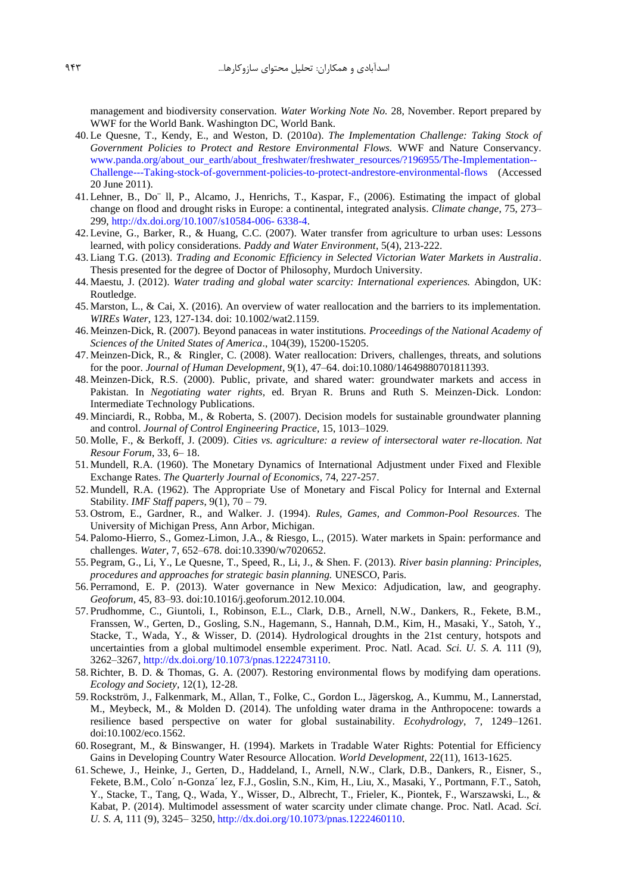management and biodiversity conservation. *Water Working Note No.* 28, November. Report prepared by WWF for the World Bank. Washington DC, World Bank.

40. Le Quesne, T., Kendy, E., and Weston, D. (2010*a*). *The Implementation Challenge: Taking Stock of Government Policies to Protect and Restore Environmental Flows.* WWF and Nature Conservancy. www.panda.org/about_our_earth/about_freshwater/freshwater_resources/?196955/The-Implementation--Challenge---Taking-stock-of-government-policies-to-protect-andrestore-environmental-flows (Accessed 20 June 2011).
41. Lehner, B., Do¨ ll, P., Alcamo, J., Henrichs, T., Kaspar, F., (2006). Estimating the impact of global change on flood and drought risks in Europe: a continental, integrated analysis. *Climate change*, 75, 273–299, http://dx.doi.org/10.1007/s10584-006- 6338-4.
42. Levine, G., Barker, R., & Huang, C.C. (2007). Water transfer from agriculture to urban uses: Lessons learned, with policy considerations. *Paddy and Water Environment*, 5(4), 213-222.
43. Liang T.G. (2013). *Trading and Economic Efficiency in Selected Victorian Water Markets in Australia*. Thesis presented for the degree of Doctor of Philosophy, Murdoch University.
44. Maestu, J. (2012). *Water trading and global water scarcity: International experiences.* Abingdon, UK: Routledge.
45. Marston, L., & Cai, X. (2016). An overview of water reallocation and the barriers to its implementation. *WIREs Water*, 123, 127-134. doi: 10.1002/wat2.1159.
46. Meinzen-Dick, R. (2007). Beyond panaceas in water institutions. *Proceedings of the National Academy of Sciences of the United States of America*., 104(39), 15200-15205.
47. Meinzen-Dick, R., & Ringler, C. (2008). Water reallocation: Drivers, challenges, threats, and solutions for the poor. *Journal of Human Development*, 9(1), 47–64. doi:10.1080/14649880701811393.
48. Meinzen-Dick, R.S. (2000). Public, private, and shared water: groundwater markets and access in Pakistan. In *Negotiating water rights*, ed. Bryan R. Bruns and Ruth S. Meinzen-Dick. London: Intermediate Technology Publications.
49. Minciardi, R., Robba, M., & Roberta, S. (2007). Decision models for sustainable groundwater planning and control. *Journal of Control Engineering Practice*, 15, 1013–1029.
50. Molle, F., & Berkoff, J. (2009). *Cities vs. agriculture: a review of intersectoral water re-llocation. Nat Resour Forum*, 33, 6– 18.
51. Mundell, R.A. (1960). The Monetary Dynamics of International Adjustment under Fixed and Flexible Exchange Rates. *The Quarterly Journal of Economics*, 74, 227-257.
52. Mundell, R.A. (1962). The Appropriate Use of Monetary and Fiscal Policy for Internal and External Stability. *IMF Staff papers*, 9(1), 70 – 79.
53. Ostrom, E., Gardner, R., and Walker. J. (1994). *Rules, Games, and Common-Pool Resources*. The University of Michigan Press, Ann Arbor, Michigan.
54. Palomo-Hierro, S., Gomez-Limon, J.A., & Riesgo, L., (2015). Water markets in Spain: performance and challenges. *Water*, 7, 652–678. doi:10.3390/w7020652.
55. Pegram, G., Li, Y., Le Quesne, T., Speed, R., Li, J., & Shen. F. (2013). *River basin planning: Principles, procedures and approaches for strategic basin planning.* UNESCO, Paris.
56. Perramond, E. P. (2013). Water governance in New Mexico: Adjudication, law, and geography. *Geoforum*, 45, 83–93. doi:10.1016/j.geoforum.2012.10.004.
57. Prudhomme, C., Giuntoli, I., Robinson, E.L., Clark, D.B., Arnell, N.W., Dankers, R., Fekete, B.M., Franssen, W., Gerten, D., Gosling, S.N., Hagemann, S., Hannah, D.M., Kim, H., Masaki, Y., Satoh, Y., Stacke, T., Wada, Y., & Wisser, D. (2014). Hydrological droughts in the 21st century, hotspots and uncertainties from a global multimodel ensemble experiment. Proc. Natl. Acad. *Sci. U. S. A.* 111 (9), 3262–3267, http://dx.doi.org/10.1073/pnas.1222473110.
58. Richter, B. D. & Thomas, G. A. (2007). Restoring environmental flows by modifying dam operations. *Ecology and Society*, 12(1), 12-28.
59. Rockström, J., Falkenmark, M., Allan, T., Folke, C., Gordon L., Jägerskog, A., Kummu, M., Lannerstad, M., Meybeck, M., & Molden D. (2014). The unfolding water drama in the Anthropocene: towards a resilience based perspective on water for global sustainability. *Ecohydrology*, 7, 1249–1261. doi:10.1002/eco.1562.
60. Rosegrant, M., & Binswanger, H. (1994). Markets in Tradable Water Rights: Potential for Efficiency Gains in Developing Country Water Resource Allocation. *World Development*, 22(11), 1613-1625.
61. Schewe, J., Heinke, J., Gerten, D., Haddeland, I., Arnell, N.W., Clark, D.B., Dankers, R., Eisner, S., Fekete, B.M., Colo´ n-Gonza´ lez, F.J., Goslin, S.N., Kim, H., Liu, X., Masaki, Y., Portmann, F.T., Satoh, Y., Stacke, T., Tang, Q., Wada, Y., Wisser, D., Albrecht, T., Frieler, K., Piontek, F., Warszawski, L., & Kabat, P. (2014). Multimodel assessment of water scarcity under climate change. Proc. Natl. Acad. *Sci. U. S. A*, 111 (9), 3245– 3250, http://dx.doi.org/10.1073/pnas.1222460110.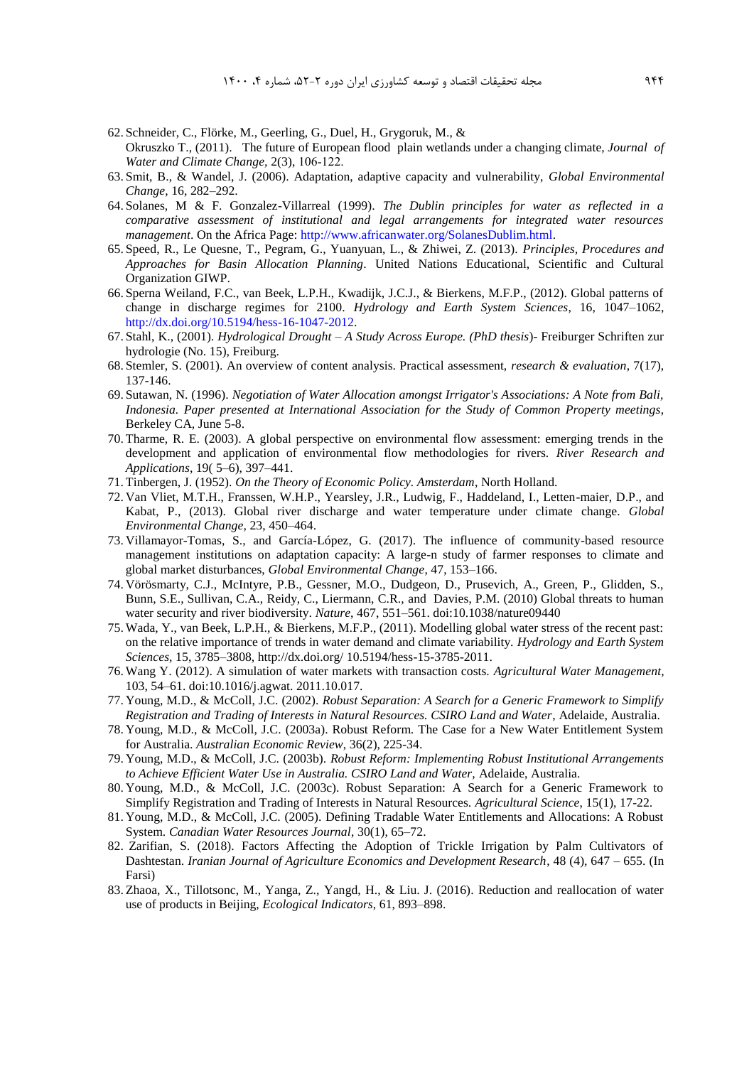62. Schneider, C., Flörke, M., Geerling, G., Duel, H., Grygoruk, M., & Okruszko T., (2011). The future of European flood plain wetlands under a changing climate, *Journal of Water and Climate Change*, 2(3), 106-122.
63. Smit, B., & Wandel, J. (2006). Adaptation, adaptive capacity and vulnerability, *Global Environmental Change*, 16, 282–292.
64. Solanes, M & F. Gonzalez-Villarreal (1999). *The Dublin principles for water as reflected in a comparative assessment of institutional and legal arrangements for integrated water resources management*. On the Africa Page: http://www.africanwater.org/SolanesDublim.html.
65. Speed, R., Le Quesne, T., Pegram, G., Yuanyuan, L., & Zhiwei, Z. (2013). *Principles, Procedures and Approaches for Basin Allocation Planning*. United Nations Educational, Scientific and Cultural Organization GIWP.
66. Sperna Weiland, F.C., van Beek, L.P.H., Kwadijk, J.C.J., & Bierkens, M.F.P., (2012). Global patterns of change in discharge regimes for 2100. *Hydrology and Earth System Sciences*, 16, 1047–1062, http://dx.doi.org/10.5194/hess-16-1047-2012.
67. Stahl, K., (2001). *Hydrological Drought – A Study Across Europe. (PhD thesis*)- Freiburger Schriften zur hydrologie (No. 15), Freiburg.
68. Stemler, S. (2001). An overview of content analysis. Practical assessment, *research & evaluation*, 7(17), 137-146.
69. Sutawan, N. (1996). *Negotiation of Water Allocation amongst Irrigator's Associations: A Note from Bali, Indonesia. Paper presented at International Association for the Study of Common Property meetings*, Berkeley CA, June 5-8.
70. Tharme, R. E. (2003). A global perspective on environmental flow assessment: emerging trends in the development and application of environmental flow methodologies for rivers. *River Research and Applications*, 19( 5–6), 397–441.
71. Tinbergen, J. (1952). *On the Theory of Economic Policy. Amsterdam*, North Holland.
72. Van Vliet, M.T.H., Franssen, W.H.P., Yearsley, J.R., Ludwig, F., Haddeland, I., Letten-maier, D.P., and Kabat, P., (2013). Global river discharge and water temperature under climate change. *Global Environmental Change*, 23, 450–464.
73. Villamayor-Tomas, S., and García-López, G. (2017). The influence of community-based resource management institutions on adaptation capacity: A large-n study of farmer responses to climate and global market disturbances, *Global Environmental Change*, 47, 153–166.
74. Vörösmarty, C.J., McIntyre, P.B., Gessner, M.O., Dudgeon, D., Prusevich, A., Green, P., Glidden, S., Bunn, S.E., Sullivan, C.A., Reidy, C., Liermann, C.R., and Davies, P.M. (2010) Global threats to human water security and river biodiversity. *Nature*, 467, 551–561. doi:10.1038/nature09440
75. Wada, Y., van Beek, L.P.H., & Bierkens, M.F.P., (2011). Modelling global water stress of the recent past: on the relative importance of trends in water demand and climate variability. *Hydrology and Earth System Sciences*, 15, 3785–3808, http://dx.doi.org/ 10.5194/hess-15-3785-2011.
76. Wang Y. (2012). A simulation of water markets with transaction costs. *Agricultural Water Management*, 103, 54–61. doi:10.1016/j.agwat. 2011.10.017.
77. Young, M.D., & McColl, J.C. (2002). *Robust Separation: A Search for a Generic Framework to Simplify Registration and Trading of Interests in Natural Resources. CSIRO Land and Water*, Adelaide, Australia.
78. Young, M.D., & McColl, J.C. (2003a). Robust Reform. The Case for a New Water Entitlement System for Australia. *Australian Economic Review*, 36(2), 225-34.
79. Young, M.D., & McColl, J.C. (2003b). *Robust Reform: Implementing Robust Institutional Arrangements to Achieve Efficient Water Use in Australia. CSIRO Land and Water*, Adelaide, Australia.
80. Young, M.D., & McColl, J.C. (2003c). Robust Separation: A Search for a Generic Framework to Simplify Registration and Trading of Interests in Natural Resources. *Agricultural Science*, 15(1), 17-22.
81. Young, M.D., & McColl, J.C. (2005). Defining Tradable Water Entitlements and Allocations: A Robust System. *Canadian Water Resources Journal*, 30(1), 65–72.
82. Zarifian, S. (2018). Factors Affecting the Adoption of Trickle Irrigation by Palm Cultivators of Dashtestan. *Iranian Journal of Agriculture Economics and Development Research*, 48 (4), 647 – 655. (In Farsi)
83. Zhaoa, X., Tillotsonc, M., Yanga, Z., Yangd, H., & Liu. J. (2016). Reduction and reallocation of water use of products in Beijing, *Ecological Indicators*, 61, 893–898.